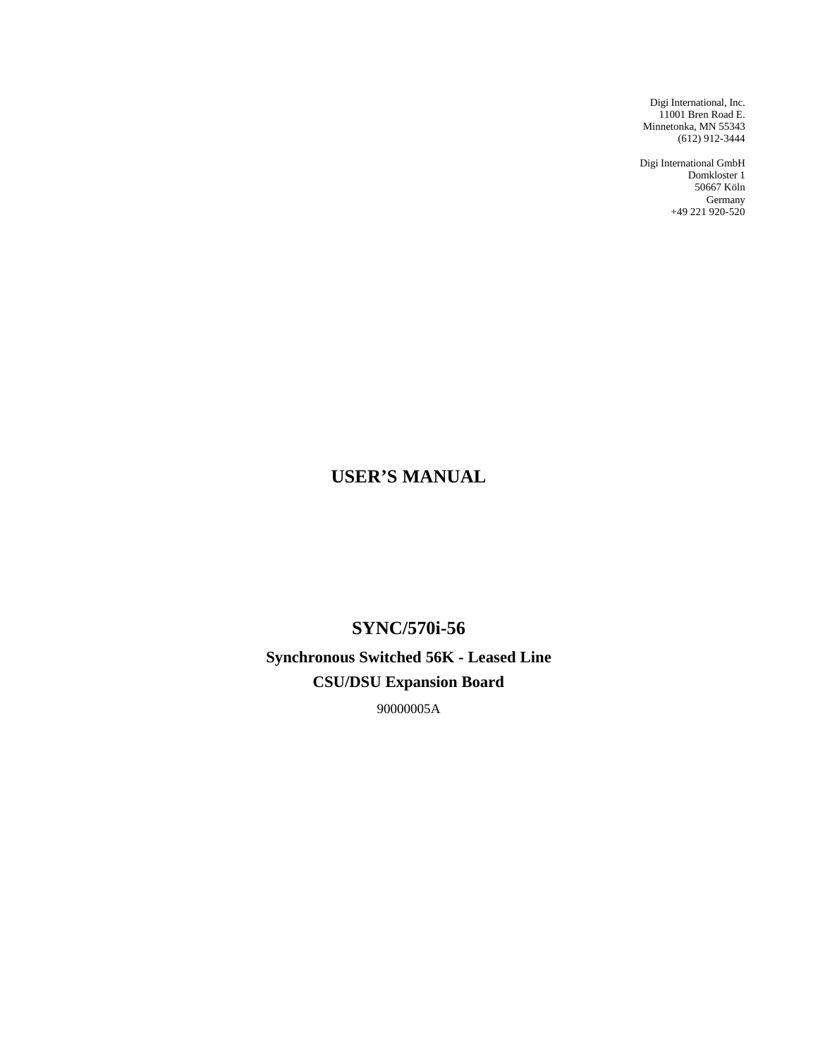Digi International, Inc.
11001 Bren Road E.
Minnetonka, MN 55343
(612) 912-3444

Digi International GmbH
Domkloster 1
50667 Köln
Germany
+49 221 920-520

# USER'S MANUAL

## SYNC/570i-56

### Synchronous Switched 56K - Leased Line

### CSU/DSU Expansion Board

90000005A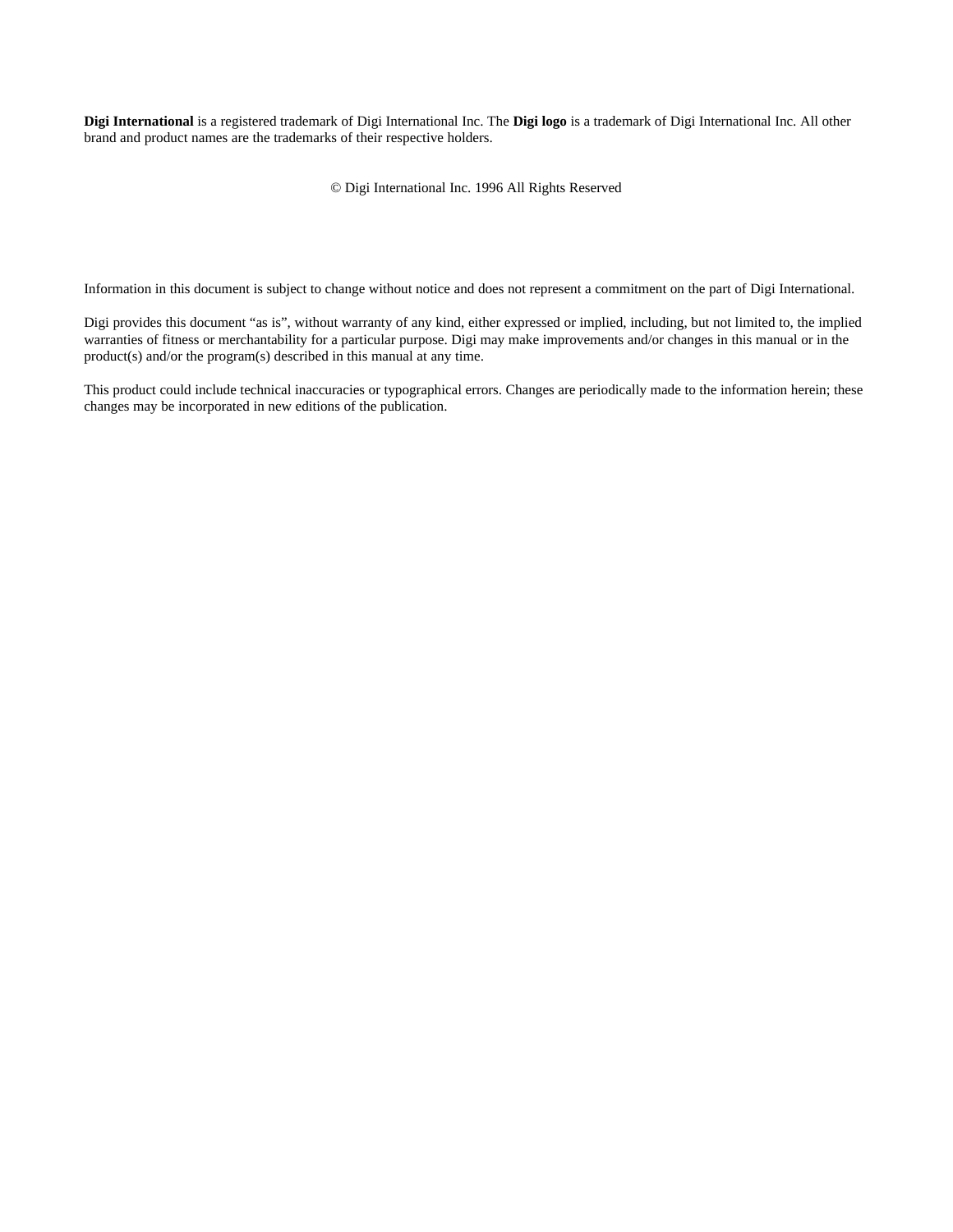**Digi International** is a registered trademark of Digi International Inc. The **Digi logo** is a trademark of Digi International Inc. All other brand and product names are the trademarks of their respective holders.

© Digi International Inc. 1996 All Rights Reserved

Information in this document is subject to change without notice and does not represent a commitment on the part of Digi International.

Digi provides this document "as is", without warranty of any kind, either expressed or implied, including, but not limited to, the implied warranties of fitness or merchantability for a particular purpose. Digi may make improvements and/or changes in this manual or in the product(s) and/or the program(s) described in this manual at any time.

This product could include technical inaccuracies or typographical errors. Changes are periodically made to the information herein; these changes may be incorporated in new editions of the publication.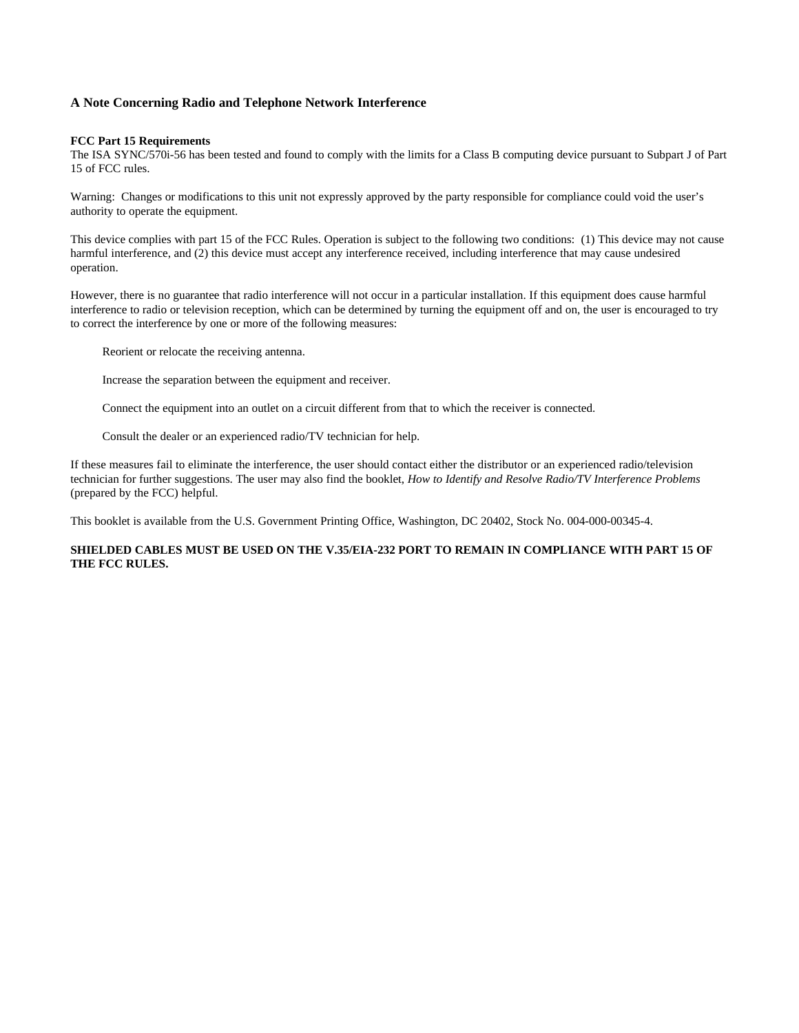## A Note Concerning Radio and Telephone Network Interference

**FCC Part 15 Requirements**
The ISA SYNC/570i-56 has been tested and found to comply with the limits for a Class B computing device pursuant to Subpart J of Part 15 of FCC rules.

Warning: Changes or modifications to this unit not expressly approved by the party responsible for compliance could void the user's authority to operate the equipment.

This device complies with part 15 of the FCC Rules. Operation is subject to the following two conditions: (1) This device may not cause harmful interference, and (2) this device must accept any interference received, including interference that may cause undesired operation.

However, there is no guarantee that radio interference will not occur in a particular installation. If this equipment does cause harmful interference to radio or television reception, which can be determined by turning the equipment off and on, the user is encouraged to try to correct the interference by one or more of the following measures:

Reorient or relocate the receiving antenna.

Increase the separation between the equipment and receiver.

Connect the equipment into an outlet on a circuit different from that to which the receiver is connected.

Consult the dealer or an experienced radio/TV technician for help.

If these measures fail to eliminate the interference, the user should contact either the distributor or an experienced radio/television technician for further suggestions. The user may also find the booklet, *How to Identify and Resolve Radio/TV Interference Problems* (prepared by the FCC) helpful.

This booklet is available from the U.S. Government Printing Office, Washington, DC 20402, Stock No. 004-000-00345-4.

**SHIELDED CABLES MUST BE USED ON THE V.35/EIA-232 PORT TO REMAIN IN COMPLIANCE WITH PART 15 OF THE FCC RULES.**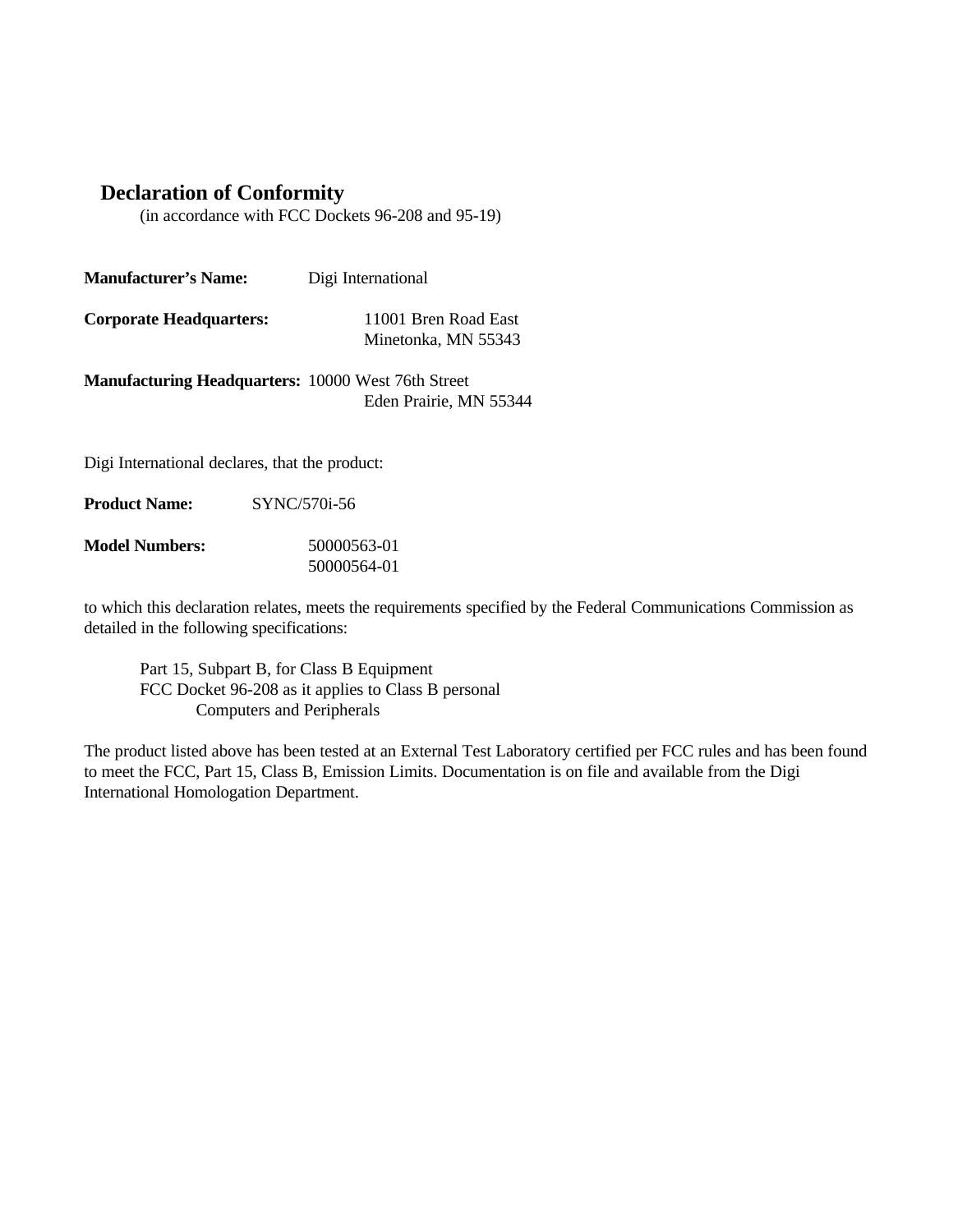## Declaration of Conformity

(in accordance with FCC Dockets 96-208 and 95-19)

**Manufacturer's Name:** Digi International

**Corporate Headquarters:** 11001 Bren Road East
Minetonka, MN 55343

**Manufacturing Headquarters:** 10000 West 76th Street
Eden Prairie, MN 55344

Digi International declares, that the product:

**Product Name:** SYNC/570i-56

**Model Numbers:** 50000563-01
50000564-01

to which this declaration relates, meets the requirements specified by the Federal Communications Commission as detailed in the following specifications:

Part 15, Subpart B, for Class B Equipment
FCC Docket 96-208 as it applies to Class B personal
Computers and Peripherals

The product listed above has been tested at an External Test Laboratory certified per FCC rules and has been found to meet the FCC, Part 15, Class B, Emission Limits. Documentation is on file and available from the Digi International Homologation Department.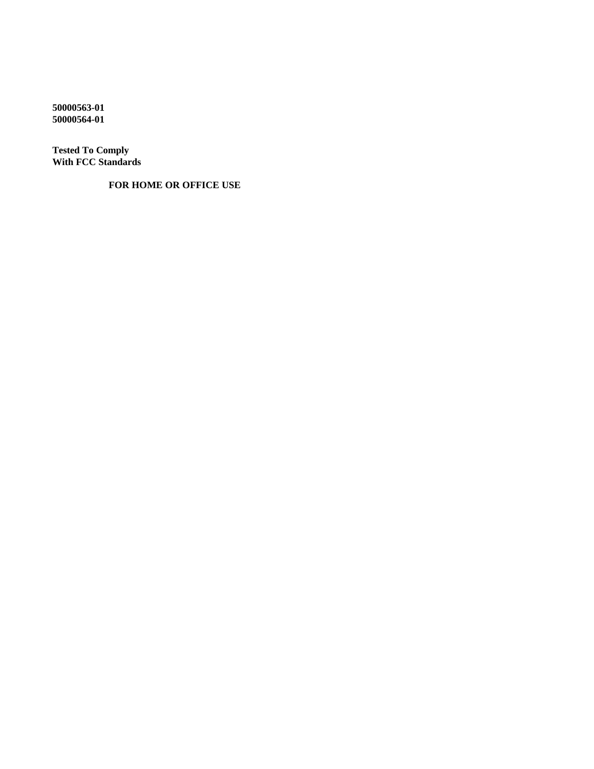**50000563-01**
**50000564-01**

**Tested To Comply**
**With FCC Standards**

**FOR HOME OR OFFICE USE**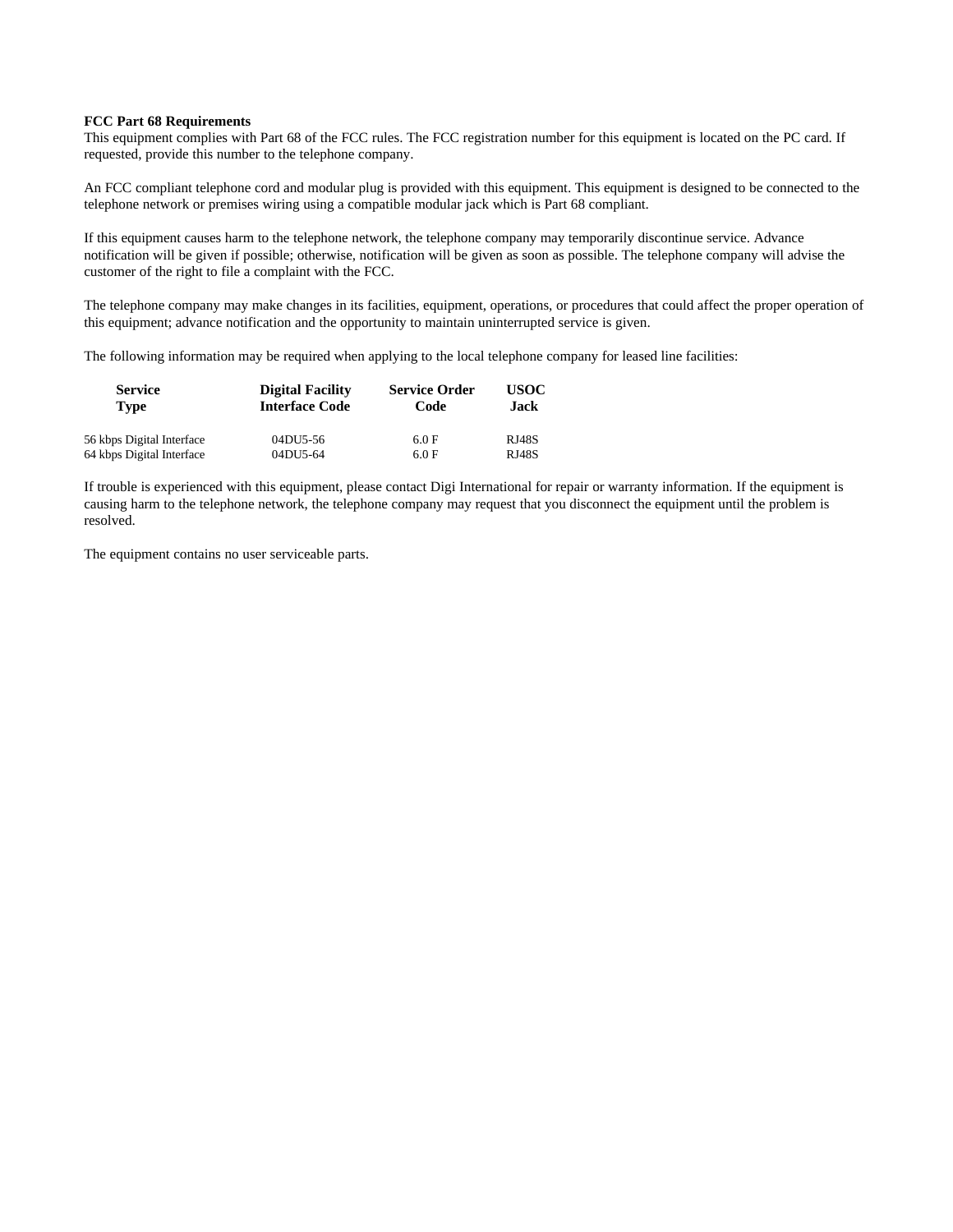**FCC Part 68 Requirements**

This equipment complies with Part 68 of the FCC rules. The FCC registration number for this equipment is located on the PC card. If requested, provide this number to the telephone company.

An FCC compliant telephone cord and modular plug is provided with this equipment. This equipment is designed to be connected to the telephone network or premises wiring using a compatible modular jack which is Part 68 compliant.

If this equipment causes harm to the telephone network, the telephone company may temporarily discontinue service. Advance notification will be given if possible; otherwise, notification will be given as soon as possible. The telephone company will advise the customer of the right to file a complaint with the FCC.

The telephone company may make changes in its facilities, equipment, operations, or procedures that could affect the proper operation of this equipment; advance notification and the opportunity to maintain uninterrupted service is given.

The following information may be required when applying to the local telephone company for leased line facilities:

| Service Type | Digital Facility Interface Code | Service Order Code | USOC Jack |
|---|---|---|---|
| 56 kbps Digital Interface | 04DU5-56 | 6.0 F | RJ48S |
| 64 kbps Digital Interface | 04DU5-64 | 6.0 F | RJ48S |

If trouble is experienced with this equipment, please contact Digi International for repair or warranty information. If the equipment is causing harm to the telephone network, the telephone company may request that you disconnect the equipment until the problem is resolved.

The equipment contains no user serviceable parts.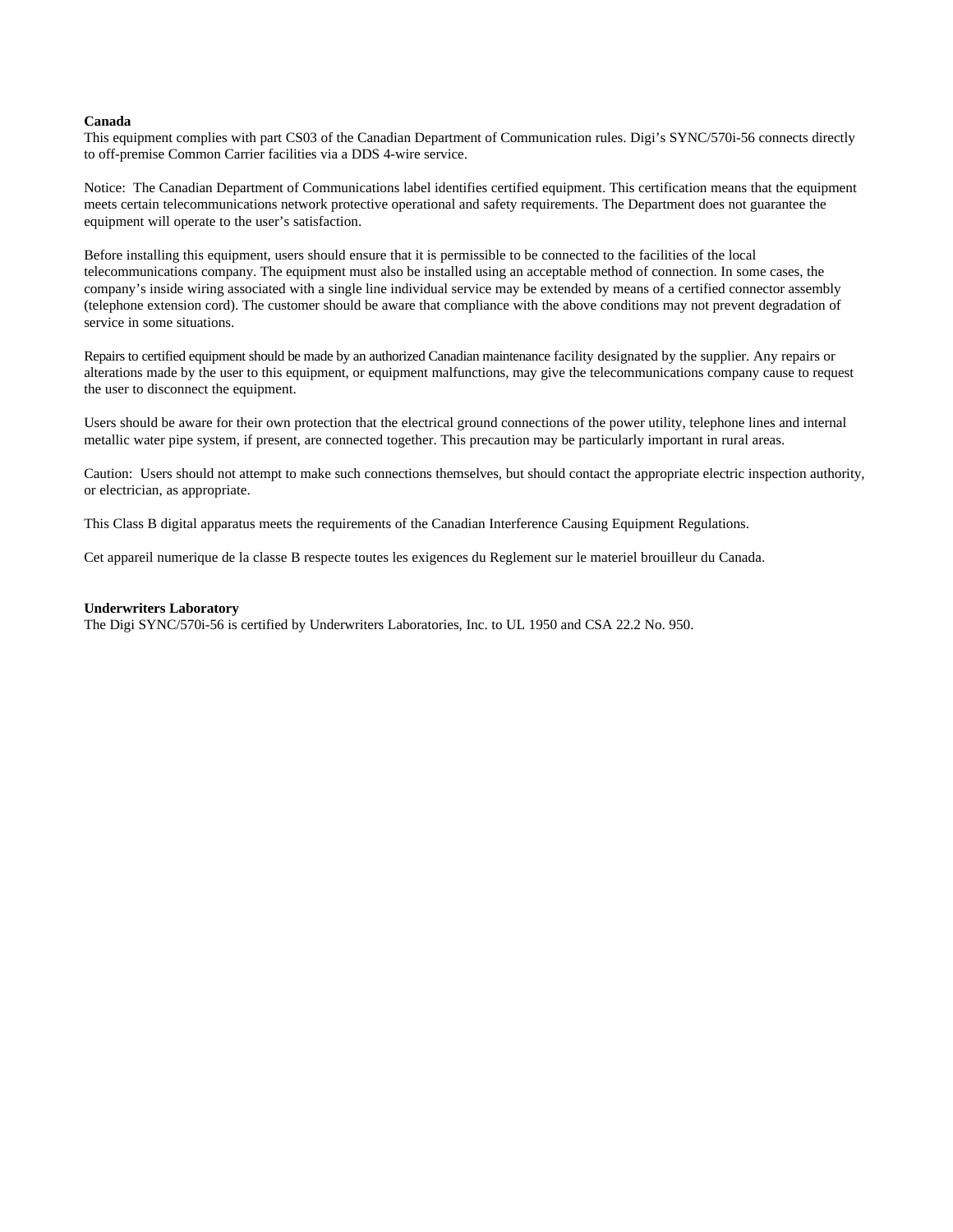**Canada**

This equipment complies with part CS03 of the Canadian Department of Communication rules. Digi's SYNC/570i-56 connects directly to off-premise Common Carrier facilities via a DDS 4-wire service.

Notice: The Canadian Department of Communications label identifies certified equipment. This certification means that the equipment meets certain telecommunications network protective operational and safety requirements. The Department does not guarantee the equipment will operate to the user's satisfaction.

Before installing this equipment, users should ensure that it is permissible to be connected to the facilities of the local telecommunications company. The equipment must also be installed using an acceptable method of connection. In some cases, the company's inside wiring associated with a single line individual service may be extended by means of a certified connector assembly (telephone extension cord). The customer should be aware that compliance with the above conditions may not prevent degradation of service in some situations.

Repairs to certified equipment should be made by an authorized Canadian maintenance facility designated by the supplier. Any repairs or alterations made by the user to this equipment, or equipment malfunctions, may give the telecommunications company cause to request the user to disconnect the equipment.

Users should be aware for their own protection that the electrical ground connections of the power utility, telephone lines and internal metallic water pipe system, if present, are connected together. This precaution may be particularly important in rural areas.

Caution: Users should not attempt to make such connections themselves, but should contact the appropriate electric inspection authority, or electrician, as appropriate.

This Class B digital apparatus meets the requirements of the Canadian Interference Causing Equipment Regulations.

Cet appareil numerique de la classe B respecte toutes les exigences du Reglement sur le materiel brouilleur du Canada.

**Underwriters Laboratory**

The Digi SYNC/570i-56 is certified by Underwriters Laboratories, Inc. to UL 1950 and CSA 22.2 No. 950.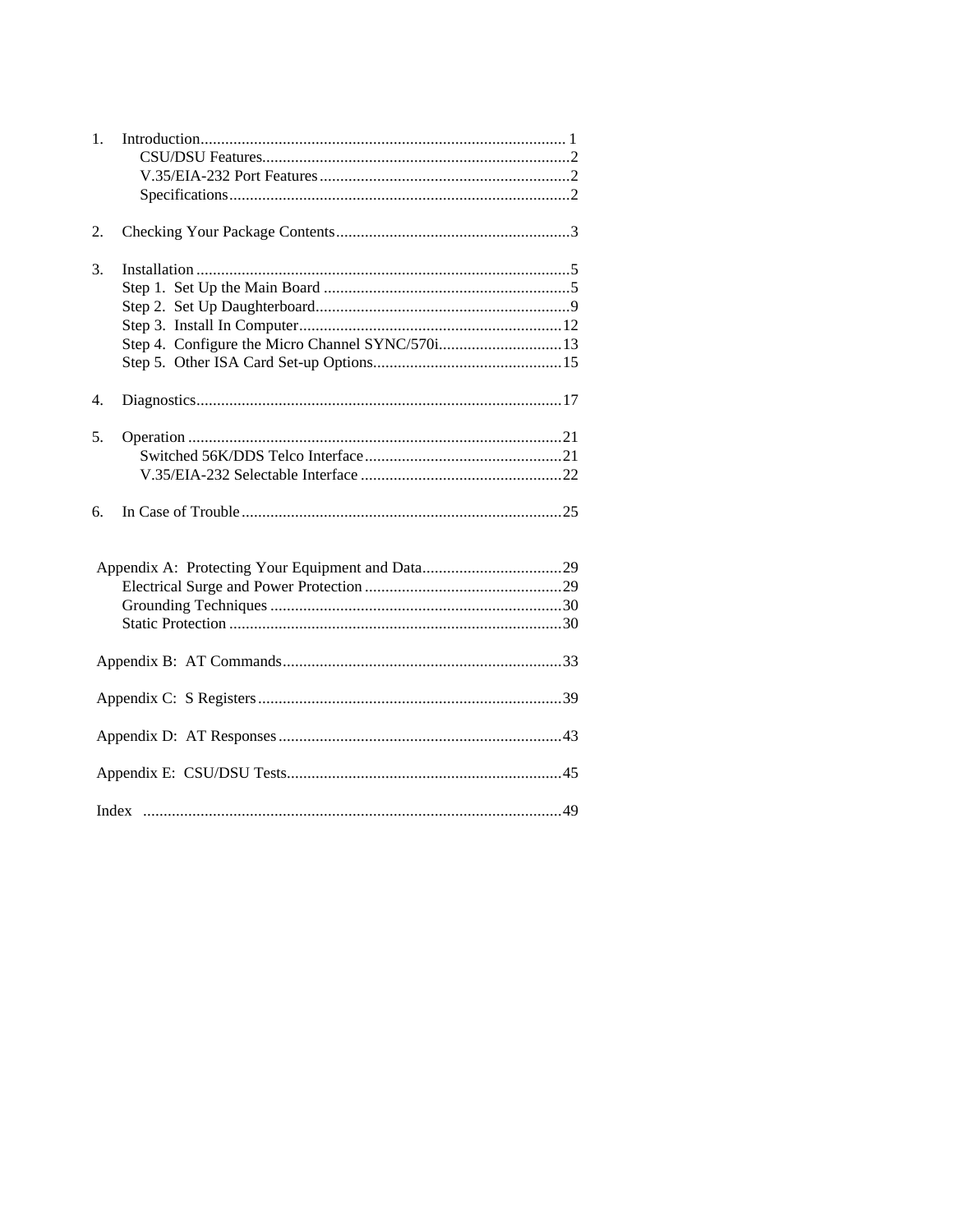1. Introduction........................................................................................ 1
    - CSU/DSU Features..........................................................................2
    - V.35/EIA-232 Port Features ............................................................2
    - Specifications..................................................................................2

2. Checking Your Package Contents........................................................3

3. Installation ..........................................................................................5
    - Step 1. Set Up the Main Board ...........................................................5
    - Step 2. Set Up Daughterboard.............................................................9
    - Step 3. Install In Computer................................................................12
    - Step 4. Configure the Micro Channel SYNC/570i..............................13
    - Step 5. Other ISA Card Set-up Options.............................................15

4. Diagnostics........................................................................................17

5. Operation ..........................................................................................21
    - Switched 56K/DDS Telco Interface ................................................21
    - V.35/EIA-232 Selectable Interface .................................................22

6. In Case of Trouble .............................................................................25

Appendix A: Protecting Your Equipment and Data..................................29
- Electrical Surge and Power Protection ................................................29
- Grounding Techniques .......................................................................30
- Static Protection ................................................................................30

Appendix B: AT Commands....................................................................33

Appendix C: S Registers..........................................................................39

Appendix D: AT Responses ....................................................................43

Appendix E: CSU/DSU Tests..................................................................45

Index .....................................................................................................49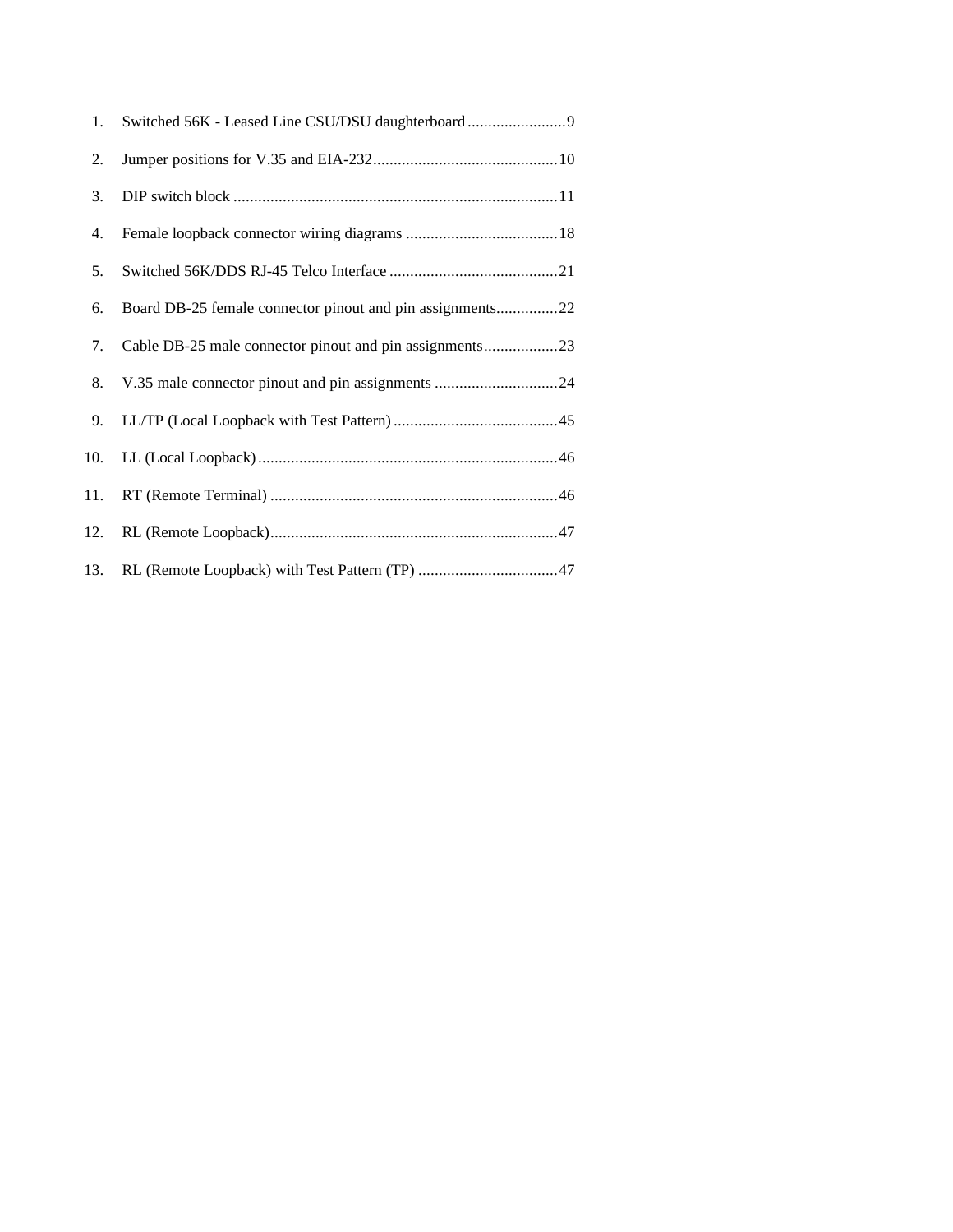1. Switched 56K - Leased Line CSU/DSU daughterboard........................9
2. Jumper positions for V.35 and EIA-232.............................................10
3. DIP switch block ..............................................................................11
4. Female loopback connector wiring diagrams .....................................18
5. Switched 56K/DDS RJ-45 Telco Interface .........................................21
6. Board DB-25 female connector pinout and pin assignments...............22
7. Cable DB-25 male connector pinout and pin assignments..................23
8. V.35 male connector pinout and pin assignments ..............................24
9. LL/TP (Local Loopback with Test Pattern)........................................45
10. LL (Local Loopback).........................................................................46
11. RT (Remote Terminal) ......................................................................46
12. RL (Remote Loopback)......................................................................47
13. RL (Remote Loopback) with Test Pattern (TP) ..................................47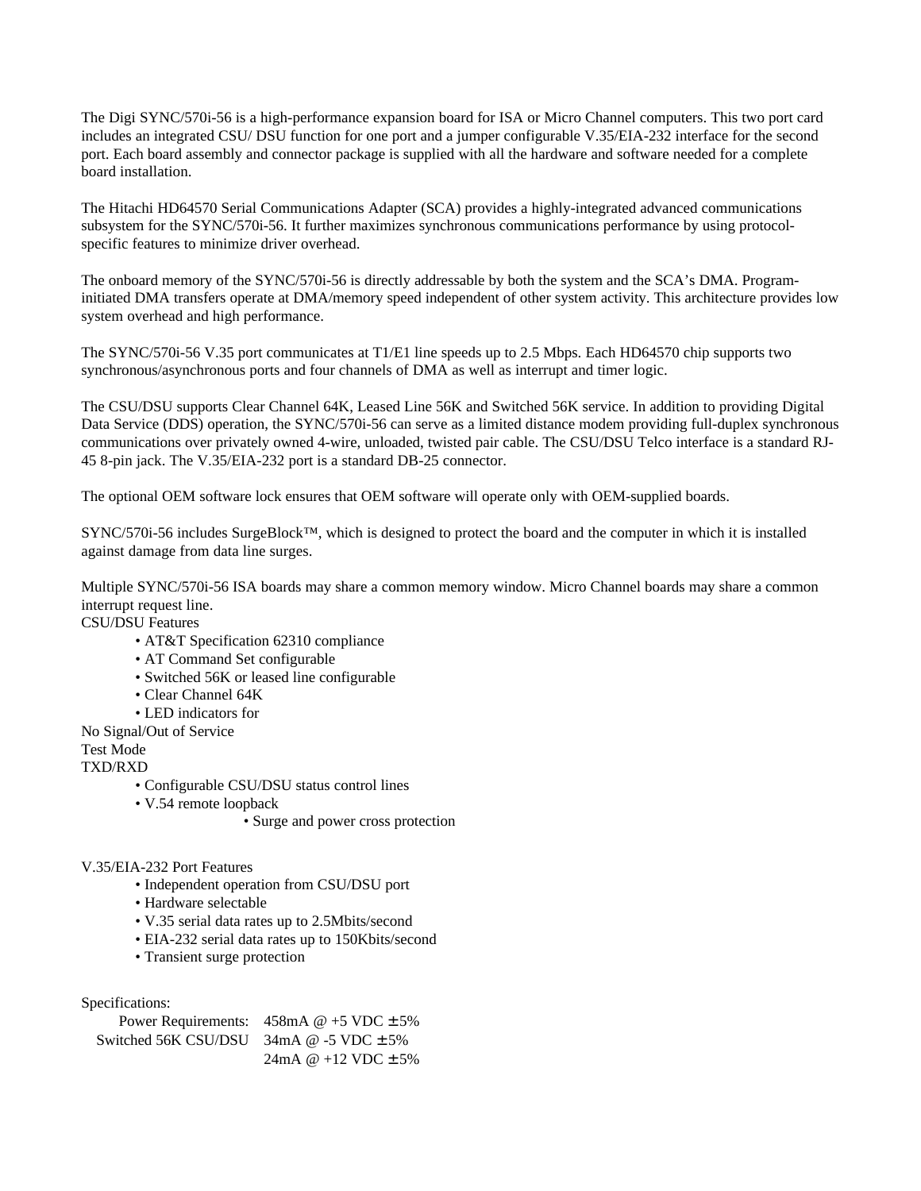The Digi SYNC/570i-56 is a high-performance expansion board for ISA or Micro Channel computers. This two port card includes an integrated CSU/ DSU function for one port and a jumper configurable V.35/EIA-232 interface for the second port. Each board assembly and connector package is supplied with all the hardware and software needed for a complete board installation.

The Hitachi HD64570 Serial Communications Adapter (SCA) provides a highly-integrated advanced communications subsystem for the SYNC/570i-56. It further maximizes synchronous communications performance by using protocol-specific features to minimize driver overhead.

The onboard memory of the SYNC/570i-56 is directly addressable by both the system and the SCA's DMA. Program-initiated DMA transfers operate at DMA/memory speed independent of other system activity. This architecture provides low system overhead and high performance.

The SYNC/570i-56 V.35 port communicates at T1/E1 line speeds up to 2.5 Mbps. Each HD64570 chip supports two synchronous/asynchronous ports and four channels of DMA as well as interrupt and timer logic.

The CSU/DSU supports Clear Channel 64K, Leased Line 56K and Switched 56K service. In addition to providing Digital Data Service (DDS) operation, the SYNC/570i-56 can serve as a limited distance modem providing full-duplex synchronous communications over privately owned 4-wire, unloaded, twisted pair cable. The CSU/DSU Telco interface is a standard RJ-45 8-pin jack. The V.35/EIA-232 port is a standard DB-25 connector.

The optional OEM software lock ensures that OEM software will operate only with OEM-supplied boards.

SYNC/570i-56 includes SurgeBlock™, which is designed to protect the board and the computer in which it is installed against damage from data line surges.

Multiple SYNC/570i-56 ISA boards may share a common memory window. Micro Channel boards may share a common interrupt request line.

CSU/DSU Features

- AT&T Specification 62310 compliance
- AT Command Set configurable
- Switched 56K or leased line configurable
- Clear Channel 64K
- LED indicators for

No Signal/Out of Service
Test Mode
TXD/RXD

- Configurable CSU/DSU status control lines
- V.54 remote loopback
- Surge and power cross protection

V.35/EIA-232 Port Features

- Independent operation from CSU/DSU port
- Hardware selectable
- V.35 serial data rates up to 2.5Mbits/second
- EIA-232 serial data rates up to 150Kbits/second
- Transient surge protection

Specifications:

| | |
|---|---|
| Power Requirements: | 458mA @ +5 VDC ± 5% |
| Switched 56K CSU/DSU | 34mA @ -5 VDC ± 5% |
| | 24mA @ +12 VDC ± 5% |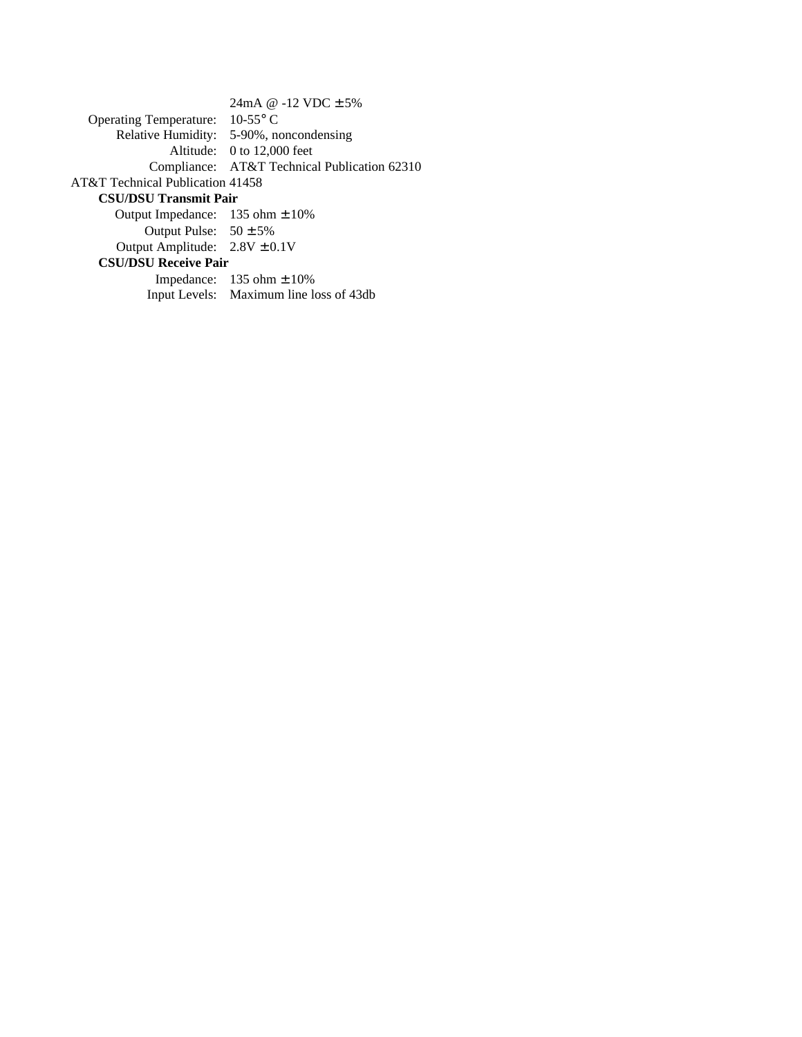24mA @ -12 VDC ± 5%

Operating Temperature: 10-55° C

Relative Humidity: 5-90%, noncondensing

Altitude: 0 to 12,000 feet

Compliance: AT&T Technical Publication 62310

AT&T Technical Publication 41458

**CSU/DSU Transmit Pair**

Output Impedance: 135 ohm ± 10%

Output Pulse: 50 ± 5%

Output Amplitude: 2.8V ± 0.1V

**CSU/DSU Receive Pair**

Impedance: 135 ohm ± 10%

Input Levels: Maximum line loss of 43db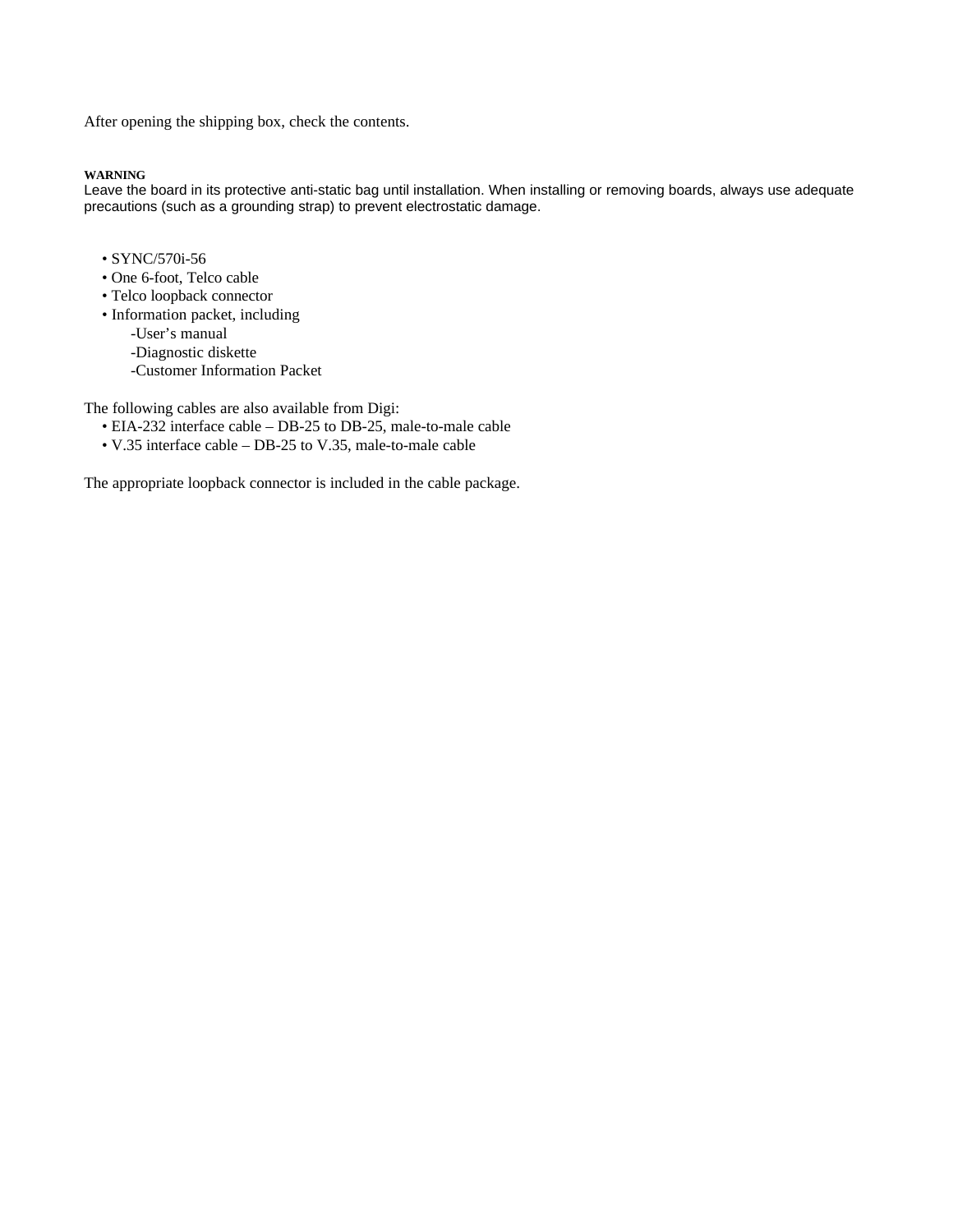After opening the shipping box, check the contents.

**WARNING**
Leave the board in its protective anti-static bag until installation. When installing or removing boards, always use adequate precautions (such as a grounding strap) to prevent electrostatic damage.

- SYNC/570i-56
- One 6-foot, Telco cable
- Telco loopback connector
- Information packet, including
  - User's manual
  - Diagnostic diskette
  - Customer Information Packet

The following cables are also available from Digi:

- EIA-232 interface cable – DB-25 to DB-25, male-to-male cable
- V.35 interface cable – DB-25 to V.35, male-to-male cable

The appropriate loopback connector is included in the cable package.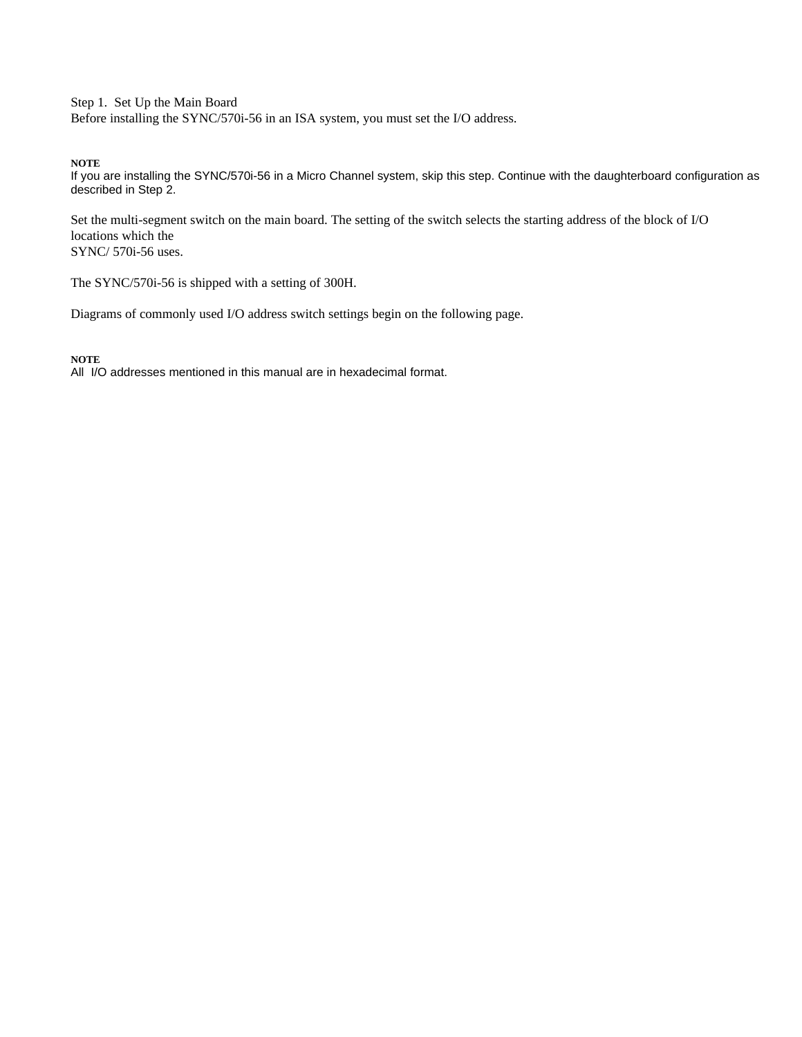## Step 1. Set Up the Main Board

Before installing the SYNC/570i-56 in an ISA system, you must set the I/O address.

**NOTE**
If you are installing the SYNC/570i-56 in a Micro Channel system, skip this step. Continue with the daughterboard configuration as described in Step 2.

Set the multi-segment switch on the main board. The setting of the switch selects the starting address of the block of I/O locations which the SYNC/ 570i-56 uses.

The SYNC/570i-56 is shipped with a setting of 300H.

Diagrams of commonly used I/O address switch settings begin on the following page.

**NOTE**
All I/O addresses mentioned in this manual are in hexadecimal format.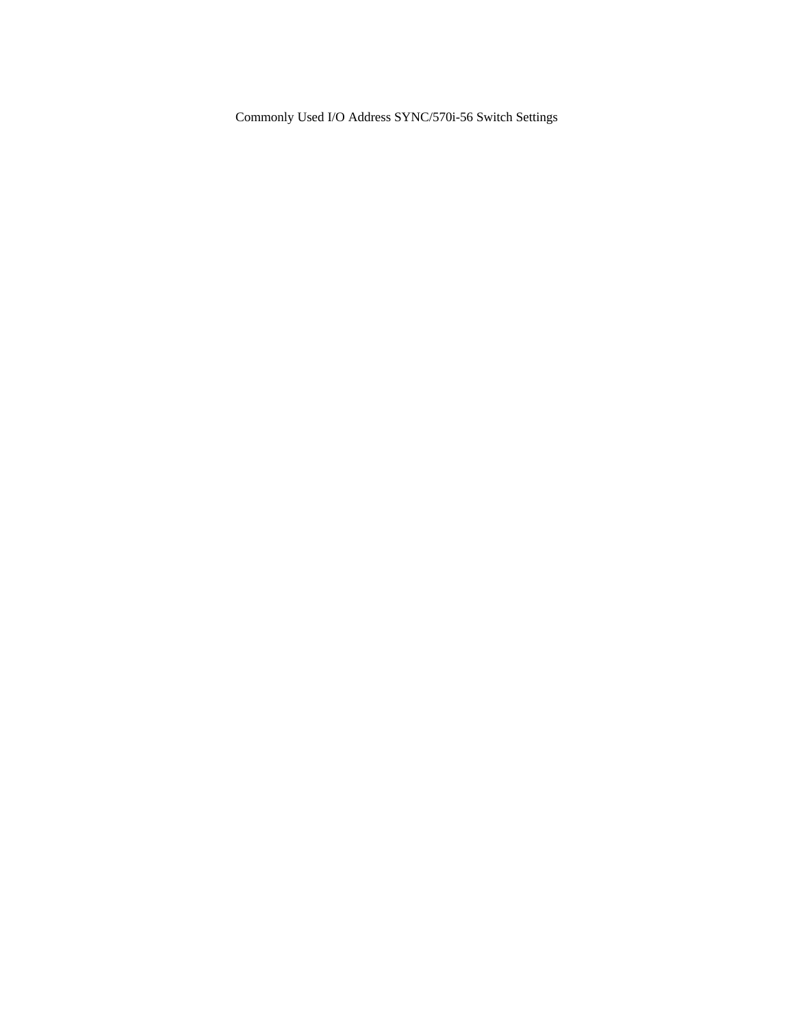Commonly Used I/O Address SYNC/570i-56 Switch Settings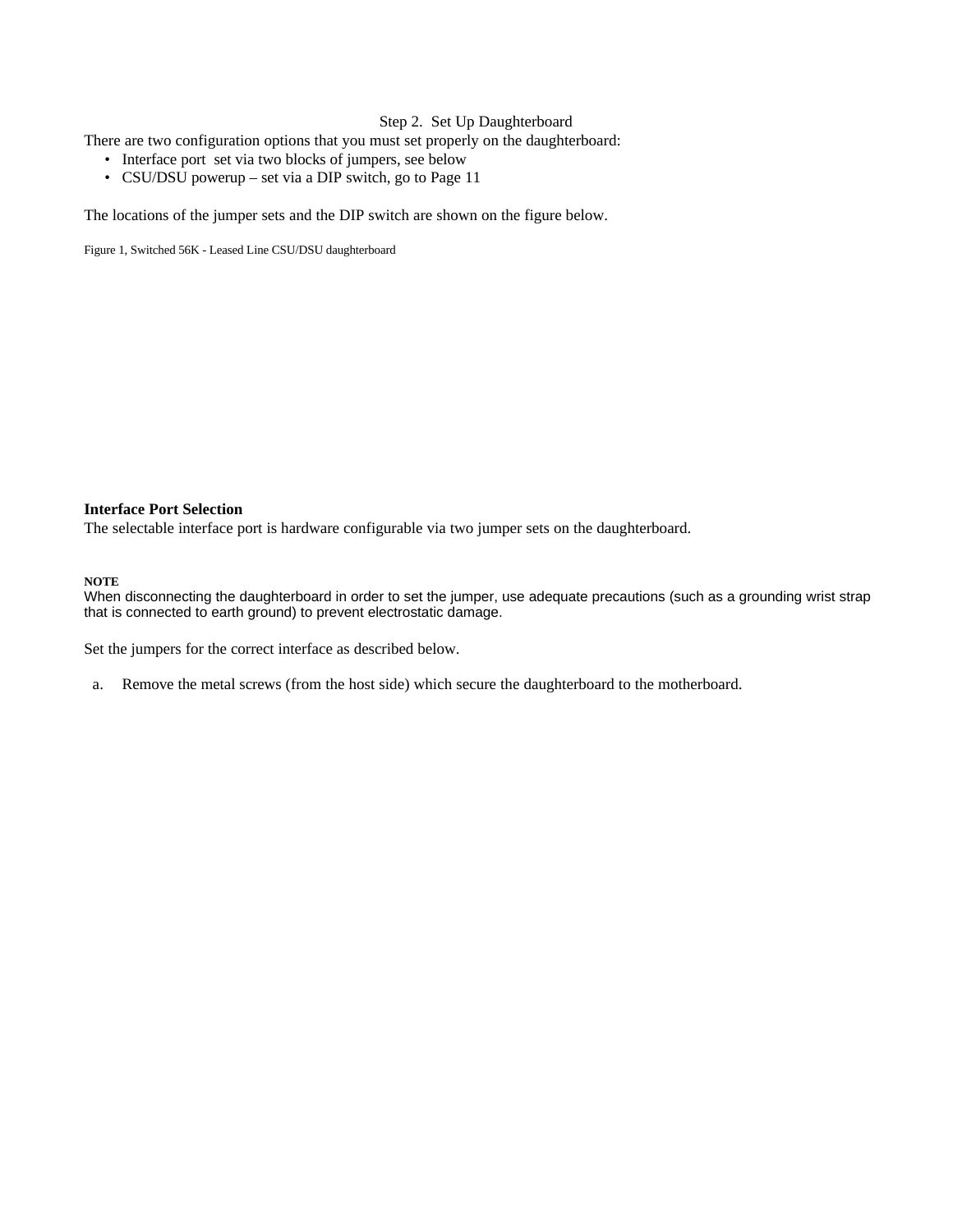## Step 2. Set Up Daughterboard

There are two configuration options that you must set properly on the daughterboard:

- Interface port set via two blocks of jumpers, see below
- CSU/DSU powerup – set via a DIP switch, go to Page 11

The locations of the jumper sets and the DIP switch are shown on the figure below.

Figure 1, Switched 56K - Leased Line CSU/DSU daughterboard

**Interface Port Selection**

The selectable interface port is hardware configurable via two jumper sets on the daughterboard.

**NOTE**

When disconnecting the daughterboard in order to set the jumper, use adequate precautions (such as a grounding wrist strap that is connected to earth ground) to prevent electrostatic damage.

Set the jumpers for the correct interface as described below.

a. Remove the metal screws (from the host side) which secure the daughterboard to the motherboard.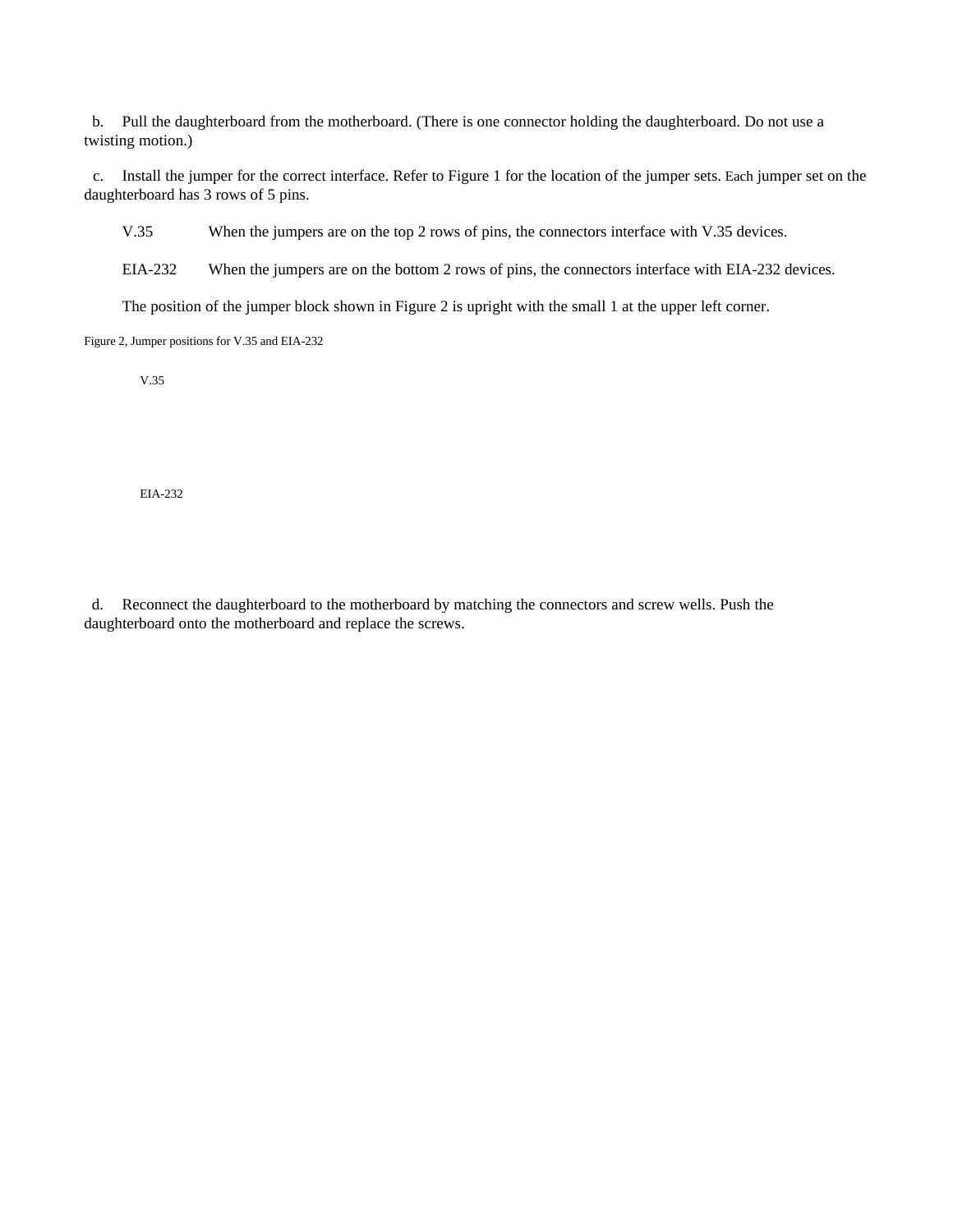b. Pull the daughterboard from the motherboard. (There is one connector holding the daughterboard. Do not use a twisting motion.)

c. Install the jumper for the correct interface. Refer to Figure 1 for the location of the jumper sets. Each jumper set on the daughterboard has 3 rows of 5 pins.

V.35 When the jumpers are on the top 2 rows of pins, the connectors interface with V.35 devices.

EIA-232 When the jumpers are on the bottom 2 rows of pins, the connectors interface with EIA-232 devices.

The position of the jumper block shown in Figure 2 is upright with the small 1 at the upper left corner.

Figure 2, Jumper positions for V.35 and EIA-232

V.35

EIA-232

d. Reconnect the daughterboard to the motherboard by matching the connectors and screw wells. Push the daughterboard onto the motherboard and replace the screws.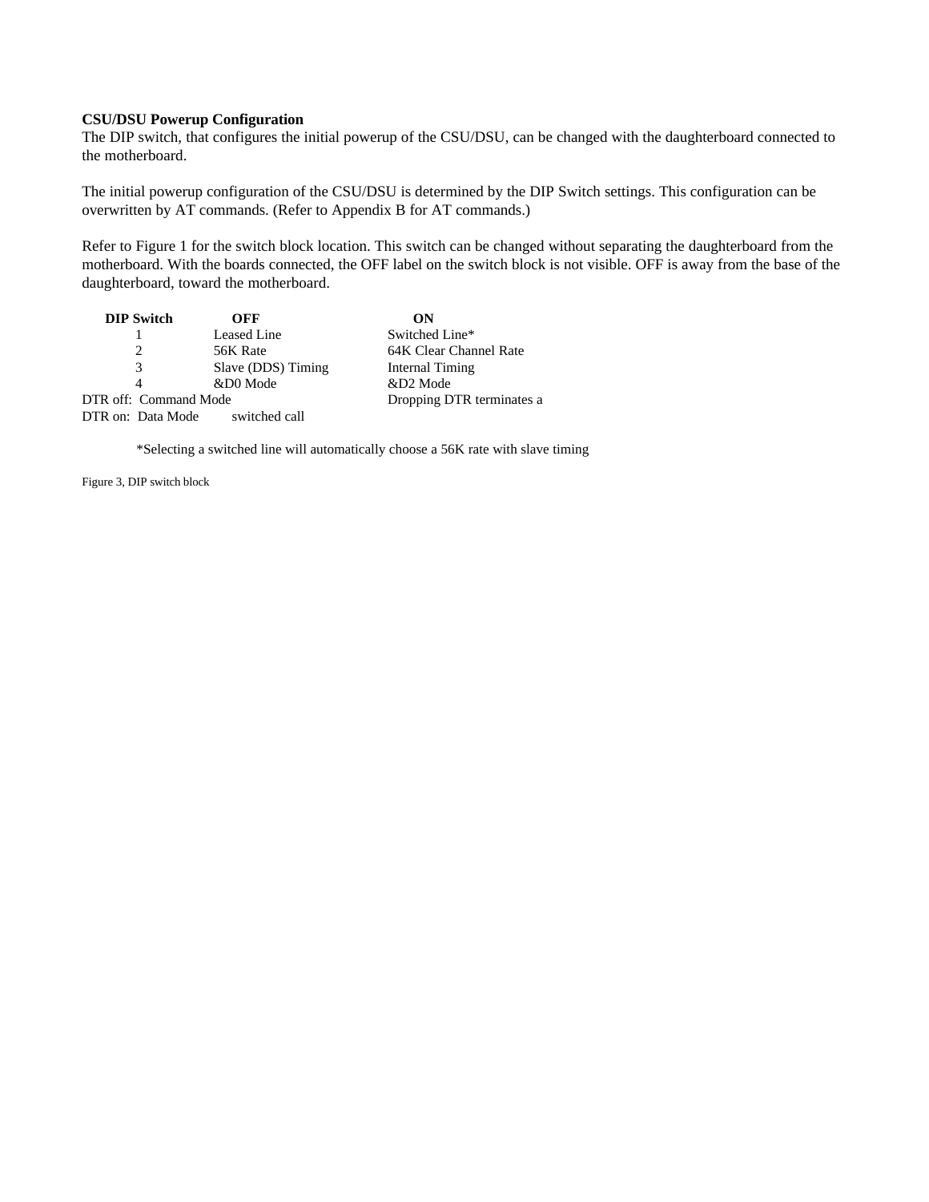**CSU/DSU Powerup Configuration**

The DIP switch, that configures the initial powerup of the CSU/DSU, can be changed with the daughterboard connected to the motherboard.

The initial powerup configuration of the CSU/DSU is determined by the DIP Switch settings. This configuration can be overwritten by AT commands. (Refer to Appendix B for AT commands.)

Refer to Figure 1 for the switch block location. This switch can be changed without separating the daughterboard from the motherboard. With the boards connected, the OFF label on the switch block is not visible. OFF is away from the base of the daughterboard, toward the motherboard.

| DIP Switch | OFF | ON |
| --- | --- | --- |
| 1 | Leased Line | Switched Line* |
| 2 | 56K Rate | 64K Clear Channel Rate |
| 3 | Slave (DDS) Timing | Internal Timing |
| 4 | &D0 Mode | &D2 Mode |

DTR off: Command Mode　　　Dropping DTR terminates a
DTR on: Data Mode　　switched call

*Selecting a switched line will automatically choose a 56K rate with slave timing

Figure 3, DIP switch block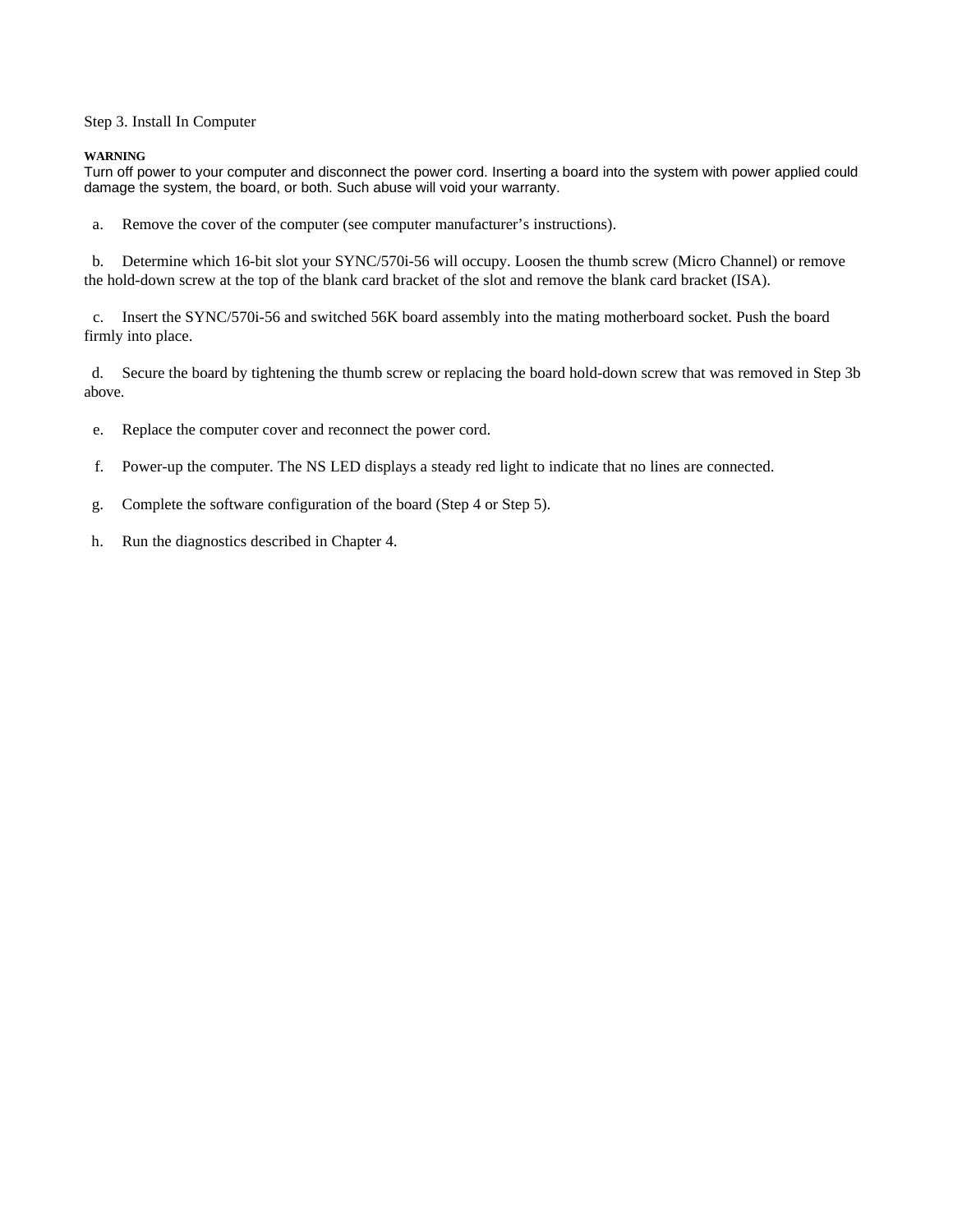## Step 3. Install In Computer

**WARNING**

Turn off power to your computer and disconnect the power cord. Inserting a board into the system with power applied could damage the system, the board, or both. Such abuse will void your warranty.

a. Remove the cover of the computer (see computer manufacturer's instructions).

b. Determine which 16-bit slot your SYNC/570i-56 will occupy. Loosen the thumb screw (Micro Channel) or remove the hold-down screw at the top of the blank card bracket of the slot and remove the blank card bracket (ISA).

c. Insert the SYNC/570i-56 and switched 56K board assembly into the mating motherboard socket. Push the board firmly into place.

d. Secure the board by tightening the thumb screw or replacing the board hold-down screw that was removed in Step 3b above.

e. Replace the computer cover and reconnect the power cord.

f. Power-up the computer. The NS LED displays a steady red light to indicate that no lines are connected.

g. Complete the software configuration of the board (Step 4 or Step 5).

h. Run the diagnostics described in Chapter 4.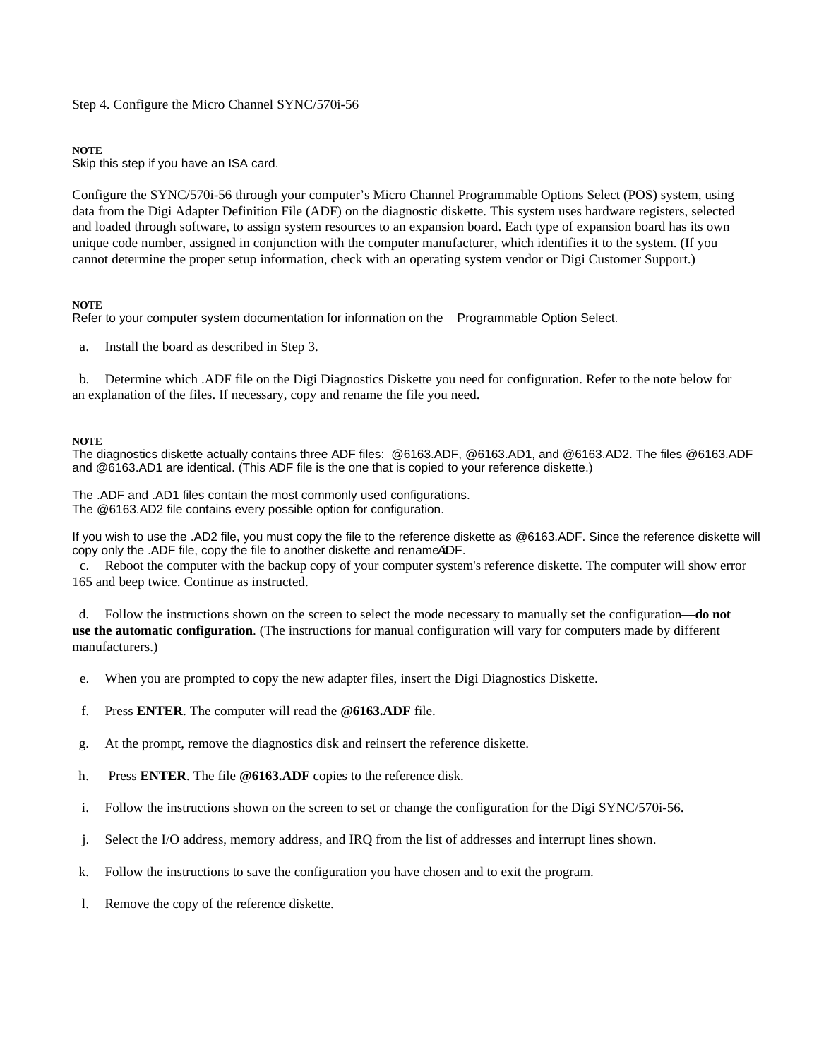## Step 4. Configure the Micro Channel SYNC/570i-56

**NOTE**
Skip this step if you have an ISA card.

Configure the SYNC/570i-56 through your computer's Micro Channel Programmable Options Select (POS) system, using data from the Digi Adapter Definition File (ADF) on the diagnostic diskette. This system uses hardware registers, selected and loaded through software, to assign system resources to an expansion board. Each type of expansion board has its own unique code number, assigned in conjunction with the computer manufacturer, which identifies it to the system. (If you cannot determine the proper setup information, check with an operating system vendor or Digi Customer Support.)

**NOTE**
Refer to your computer system documentation for information on the Programmable Option Select.

a. Install the board as described in Step 3.

b. Determine which .ADF file on the Digi Diagnostics Diskette you need for configuration. Refer to the note below for an explanation of the files. If necessary, copy and rename the file you need.

**NOTE**
The diagnostics diskette actually contains three ADF files: @6163.ADF, @6163.AD1, and @6163.AD2. The files @6163.ADF and @6163.AD1 are identical. (This ADF file is the one that is copied to your reference diskette.)

The .ADF and .AD1 files contain the most commonly used configurations.
The @6163.AD2 file contains every possible option for configuration.

If you wish to use the .AD2 file, you must copy the file to the reference diskette as @6163.ADF. Since the reference diskette will copy only the .ADF file, copy the file to another diskette and rename it .ADF.

c. Reboot the computer with the backup copy of your computer system's reference diskette. The computer will show error 165 and beep twice. Continue as instructed.

d. Follow the instructions shown on the screen to select the mode necessary to manually set the configuration—**do not use the automatic configuration**. (The instructions for manual configuration will vary for computers made by different manufacturers.)

e. When you are prompted to copy the new adapter files, insert the Digi Diagnostics Diskette.

f. Press **ENTER**. The computer will read the **@6163.ADF** file.

g. At the prompt, remove the diagnostics disk and reinsert the reference diskette.

h. Press **ENTER**. The file **@6163.ADF** copies to the reference disk.

i. Follow the instructions shown on the screen to set or change the configuration for the Digi SYNC/570i-56.

j. Select the I/O address, memory address, and IRQ from the list of addresses and interrupt lines shown.

k. Follow the instructions to save the configuration you have chosen and to exit the program.

l. Remove the copy of the reference diskette.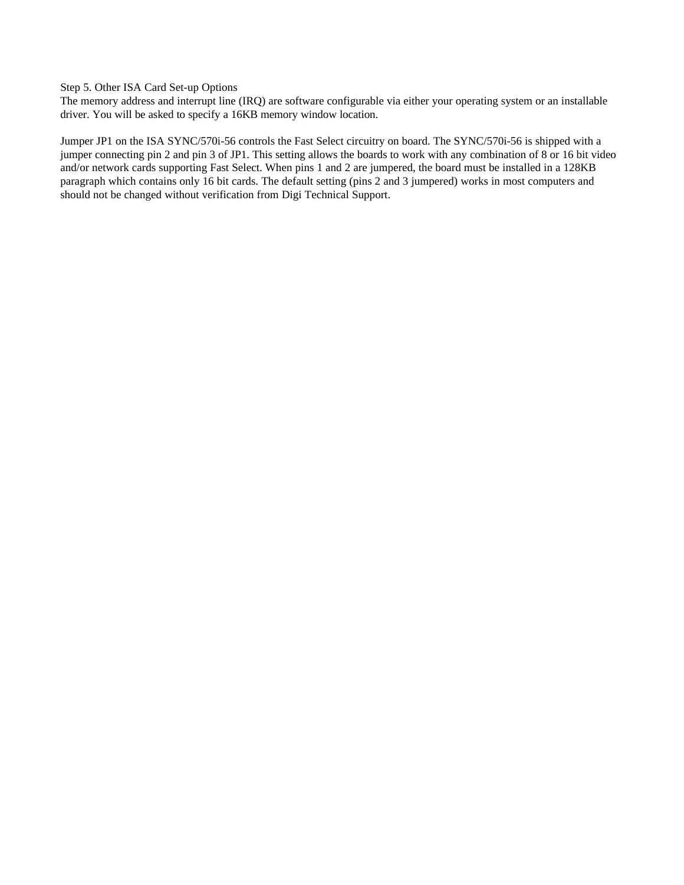Step 5. Other ISA Card Set-up Options
The memory address and interrupt line (IRQ) are software configurable via either your operating system or an installable driver. You will be asked to specify a 16KB memory window location.

Jumper JP1 on the ISA SYNC/570i-56 controls the Fast Select circuitry on board. The SYNC/570i-56 is shipped with a jumper connecting pin 2 and pin 3 of JP1. This setting allows the boards to work with any combination of 8 or 16 bit video and/or network cards supporting Fast Select. When pins 1 and 2 are jumpered, the board must be installed in a 128KB paragraph which contains only 16 bit cards. The default setting (pins 2 and 3 jumpered) works in most computers and should not be changed without verification from Digi Technical Support.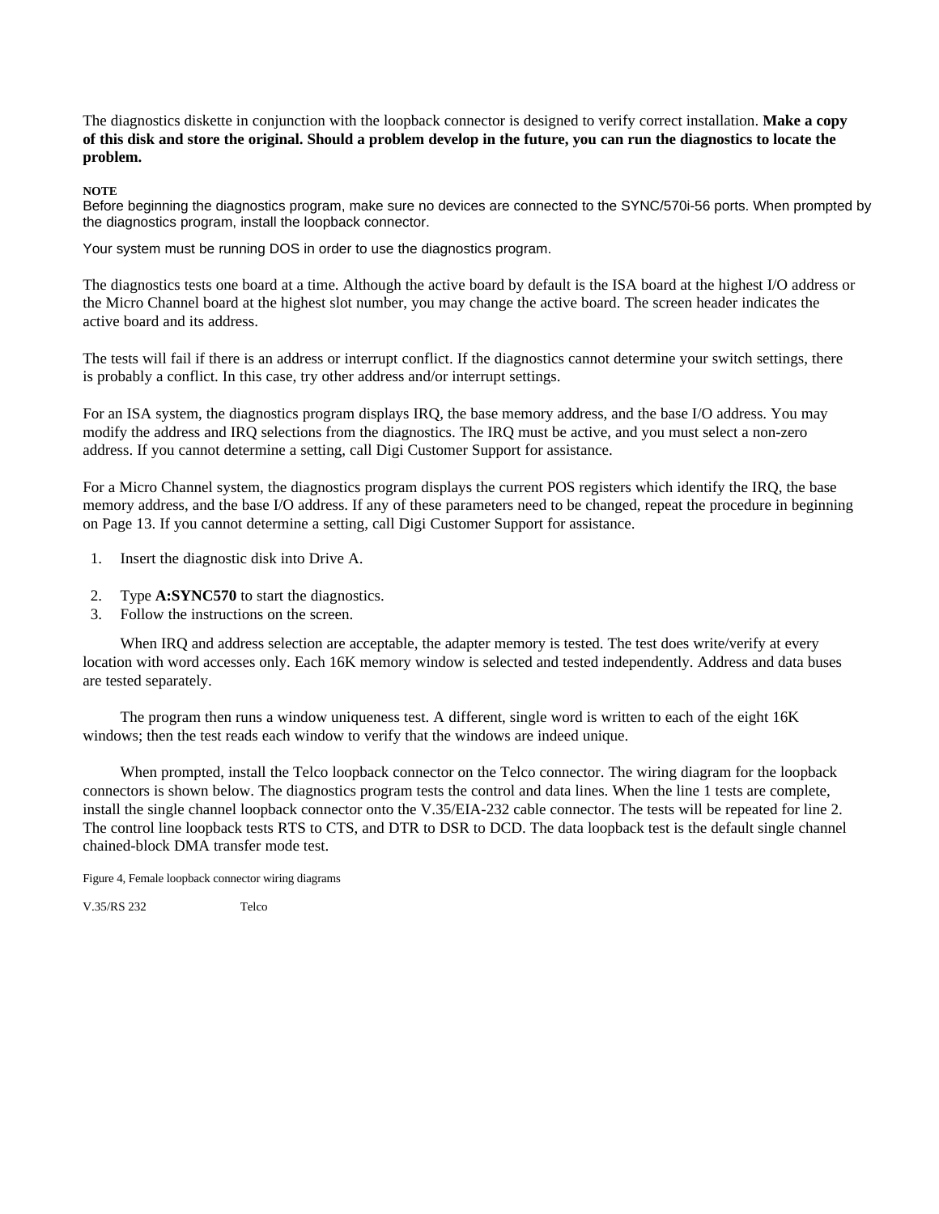The diagnostics diskette in conjunction with the loopback connector is designed to verify correct installation. **Make a copy of this disk and store the original. Should a problem develop in the future, you can run the diagnostics to locate the problem.**

**NOTE**

Before beginning the diagnostics program, make sure no devices are connected to the SYNC/570i-56 ports. When prompted by the diagnostics program, install the loopback connector.

Your system must be running DOS in order to use the diagnostics program.

The diagnostics tests one board at a time. Although the active board by default is the ISA board at the highest I/O address or the Micro Channel board at the highest slot number, you may change the active board. The screen header indicates the active board and its address.

The tests will fail if there is an address or interrupt conflict. If the diagnostics cannot determine your switch settings, there is probably a conflict. In this case, try other address and/or interrupt settings.

For an ISA system, the diagnostics program displays IRQ, the base memory address, and the base I/O address. You may modify the address and IRQ selections from the diagnostics. The IRQ must be active, and you must select a non-zero address. If you cannot determine a setting, call Digi Customer Support for assistance.

For a Micro Channel system, the diagnostics program displays the current POS registers which identify the IRQ, the base memory address, and the base I/O address. If any of these parameters need to be changed, repeat the procedure in beginning on Page 13. If you cannot determine a setting, call Digi Customer Support for assistance.

1. Insert the diagnostic disk into Drive A.
2. Type **A:SYNC570** to start the diagnostics.
3. Follow the instructions on the screen.

When IRQ and address selection are acceptable, the adapter memory is tested. The test does write/verify at every location with word accesses only. Each 16K memory window is selected and tested independently. Address and data buses are tested separately.

The program then runs a window uniqueness test. A different, single word is written to each of the eight 16K windows; then the test reads each window to verify that the windows are indeed unique.

When prompted, install the Telco loopback connector on the Telco connector. The wiring diagram for the loopback connectors is shown below. The diagnostics program tests the control and data lines. When the line 1 tests are complete, install the single channel loopback connector onto the V.35/EIA-232 cable connector. The tests will be repeated for line 2. The control line loopback tests RTS to CTS, and DTR to DSR to DCD. The data loopback test is the default single channel chained-block DMA transfer mode test.

Figure 4, Female loopback connector wiring diagrams

V.35/RS 232 Telco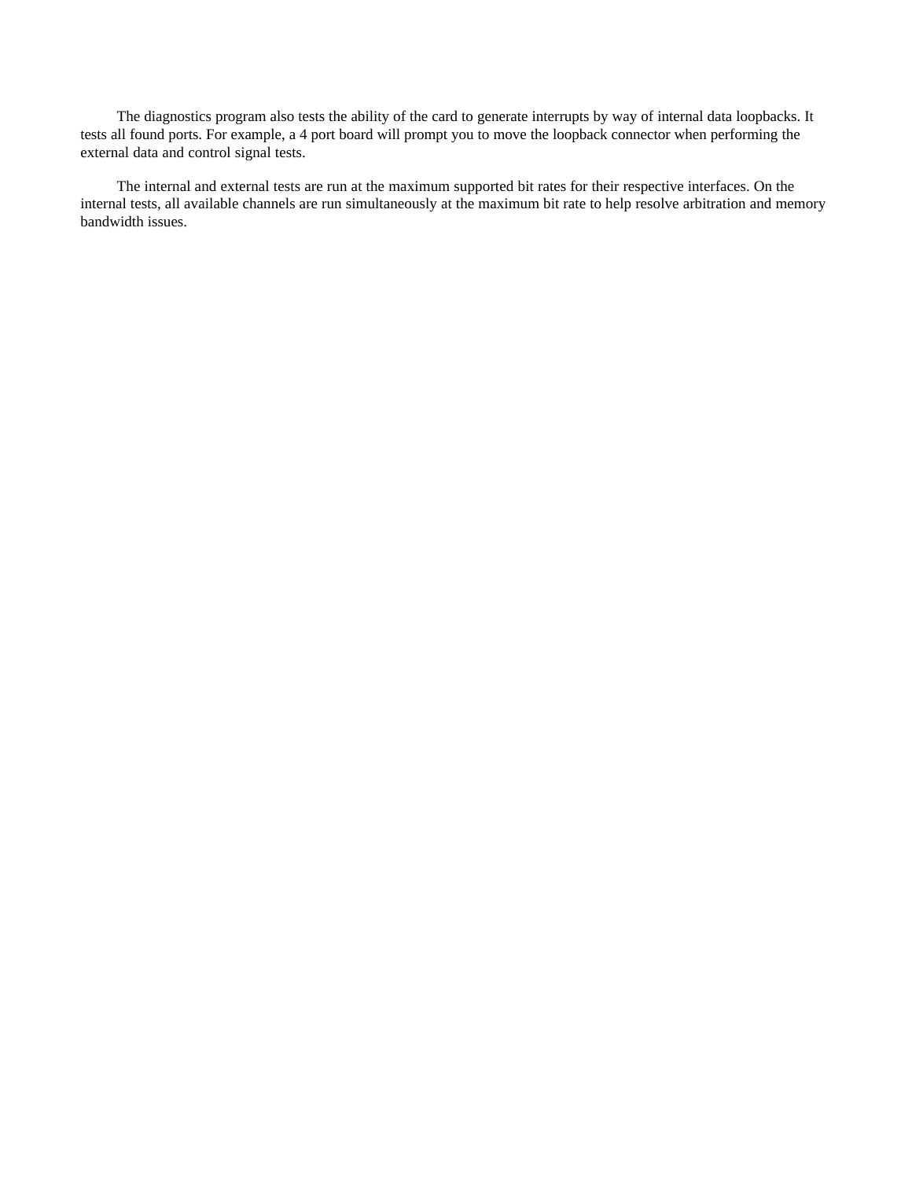The diagnostics program also tests the ability of the card to generate interrupts by way of internal data loopbacks. It tests all found ports. For example, a 4 port board will prompt you to move the loopback connector when performing the external data and control signal tests.

The internal and external tests are run at the maximum supported bit rates for their respective interfaces. On the internal tests, all available channels are run simultaneously at the maximum bit rate to help resolve arbitration and memory bandwidth issues.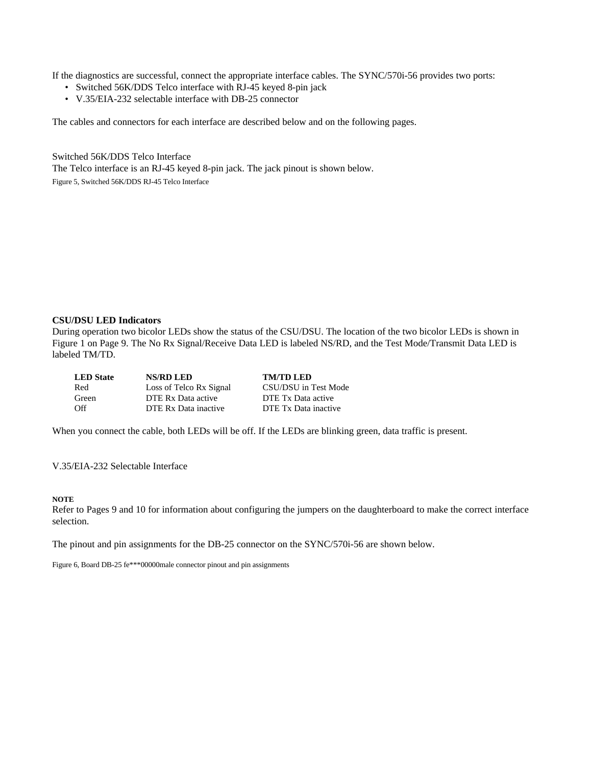If the diagnostics are successful, connect the appropriate interface cables. The SYNC/570i-56 provides two ports:

- Switched 56K/DDS Telco interface with RJ-45 keyed 8-pin jack
- V.35/EIA-232 selectable interface with DB-25 connector

The cables and connectors for each interface are described below and on the following pages.

Switched 56K/DDS Telco Interface

The Telco interface is an RJ-45 keyed 8-pin jack. The jack pinout is shown below.

Figure 5, Switched 56K/DDS RJ-45 Telco Interface

**CSU/DSU LED Indicators**

During operation two bicolor LEDs show the status of the CSU/DSU. The location of the two bicolor LEDs is shown in Figure 1 on Page 9. The No Rx Signal/Receive Data LED is labeled NS/RD, and the Test Mode/Transmit Data LED is labeled TM/TD.

| LED State | NS/RD LED | TM/TD LED |
|---|---|---|
| Red | Loss of Telco Rx Signal | CSU/DSU in Test Mode |
| Green | DTE Rx Data active | DTE Tx Data active |
| Off | DTE Rx Data inactive | DTE Tx Data inactive |

When you connect the cable, both LEDs will be off. If the LEDs are blinking green, data traffic is present.

V.35/EIA-232 Selectable Interface

**NOTE**

Refer to Pages 9 and 10 for information about configuring the jumpers on the daughterboard to make the correct interface selection.

The pinout and pin assignments for the DB-25 connector on the SYNC/570i-56 are shown below.

Figure 6, Board DB-25 fe***00000male connector pinout and pin assignments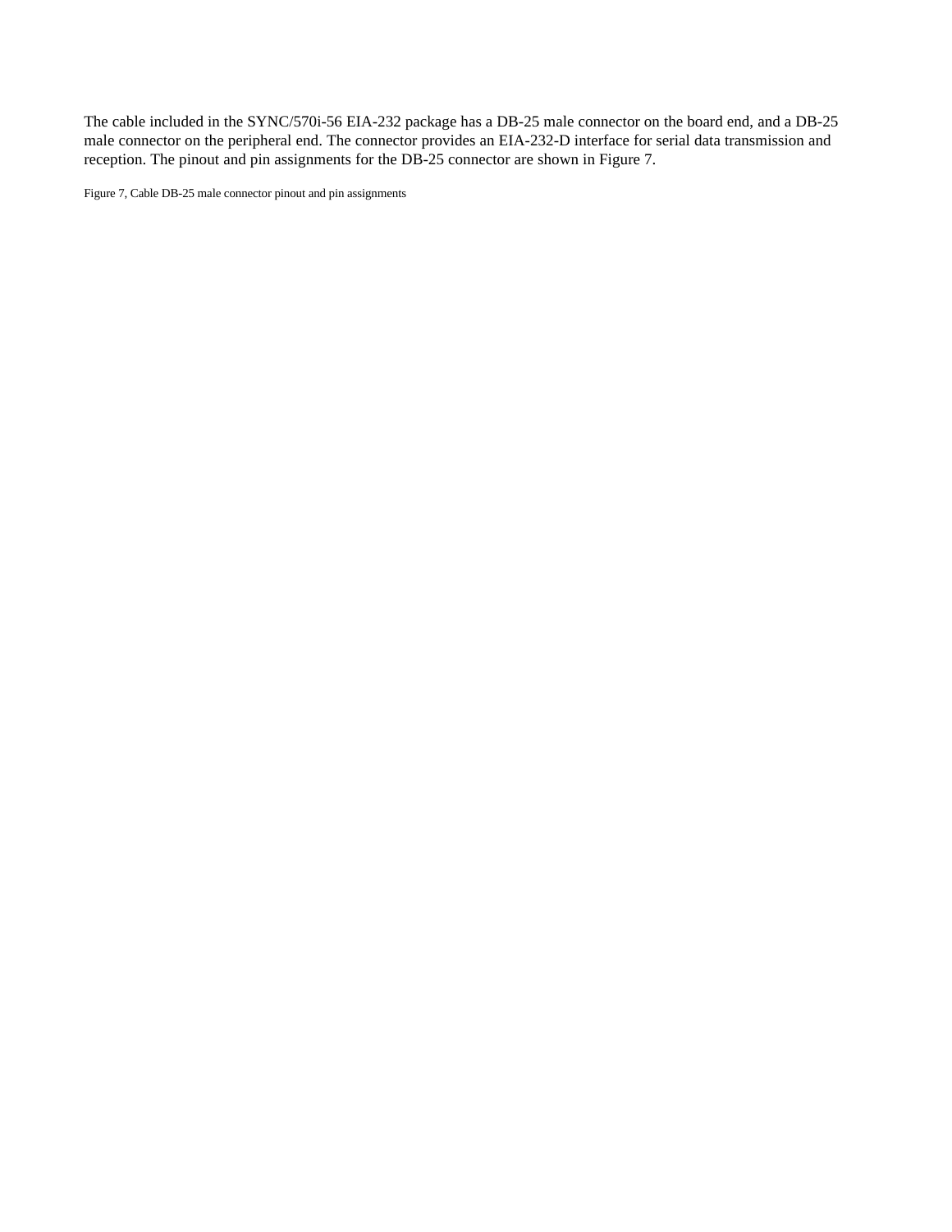The cable included in the SYNC/570i-56 EIA-232 package has a DB-25 male connector on the board end, and a DB-25 male connector on the peripheral end. The connector provides an EIA-232-D interface for serial data transmission and reception. The pinout and pin assignments for the DB-25 connector are shown in Figure 7.

Figure 7, Cable DB-25 male connector pinout and pin assignments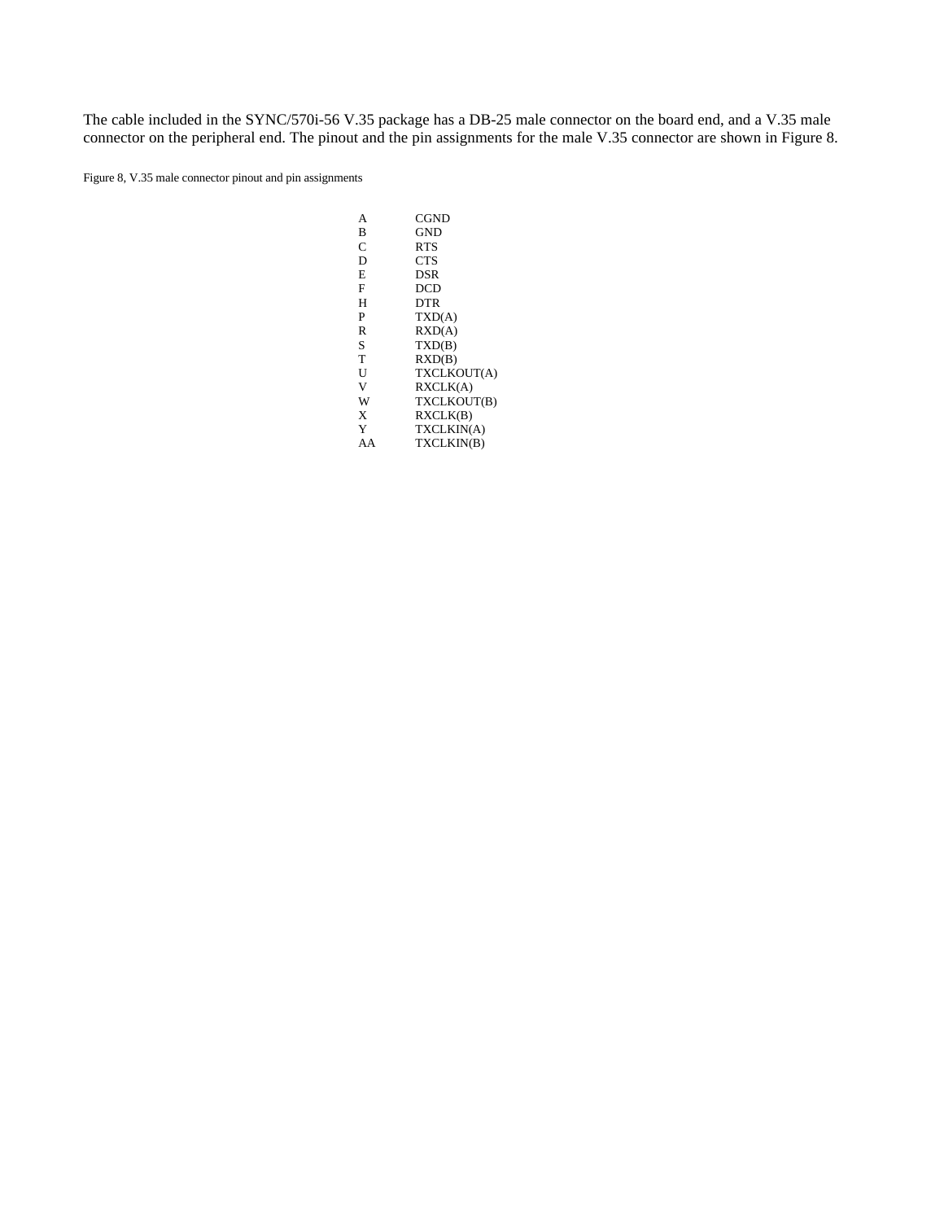The cable included in the SYNC/570i-56 V.35 package has a DB-25 male connector on the board end, and a V.35 male connector on the peripheral end. The pinout and the pin assignments for the male V.35 connector are shown in Figure 8.

Figure 8, V.35 male connector pinout and pin assignments

| | |
|---|---|
| A | CGND |
| B | GND |
| C | RTS |
| D | CTS |
| E | DSR |
| F | DCD |
| H | DTR |
| P | TXD(A) |
| R | RXD(A) |
| S | TXD(B) |
| T | RXD(B) |
| U | TXCLKOUT(A) |
| V | RXCLK(A) |
| W | TXCLKOUT(B) |
| X | RXCLK(B) |
| Y | TXCLKIN(A) |
| AA | TXCLKIN(B) |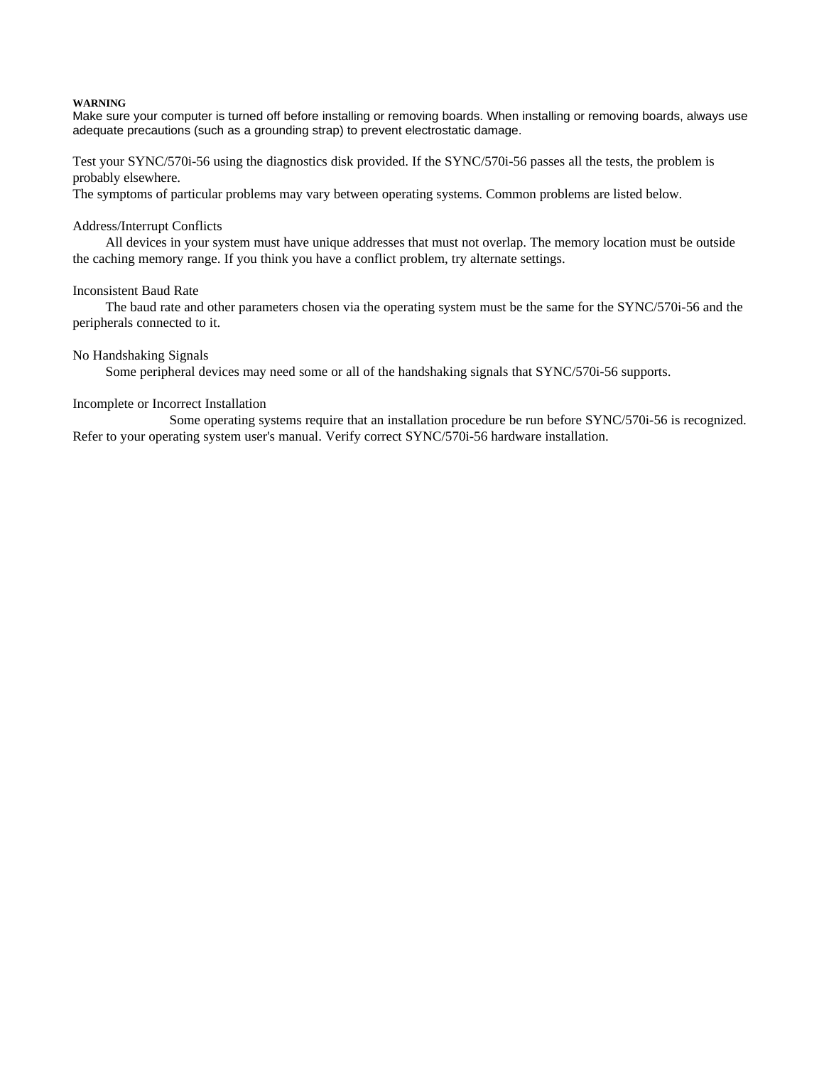**WARNING**

Make sure your computer is turned off before installing or removing boards. When installing or removing boards, always use adequate precautions (such as a grounding strap) to prevent electrostatic damage.

Test your SYNC/570i-56 using the diagnostics disk provided. If the SYNC/570i-56 passes all the tests, the problem is probably elsewhere.
The symptoms of particular problems may vary between operating systems. Common problems are listed below.

Address/Interrupt Conflicts

All devices in your system must have unique addresses that must not overlap. The memory location must be outside the caching memory range. If you think you have a conflict problem, try alternate settings.

Inconsistent Baud Rate

The baud rate and other parameters chosen via the operating system must be the same for the SYNC/570i-56 and the peripherals connected to it.

No Handshaking Signals

Some peripheral devices may need some or all of the handshaking signals that SYNC/570i-56 supports.

Incomplete or Incorrect Installation

Some operating systems require that an installation procedure be run before SYNC/570i-56 is recognized. Refer to your operating system user's manual. Verify correct SYNC/570i-56 hardware installation.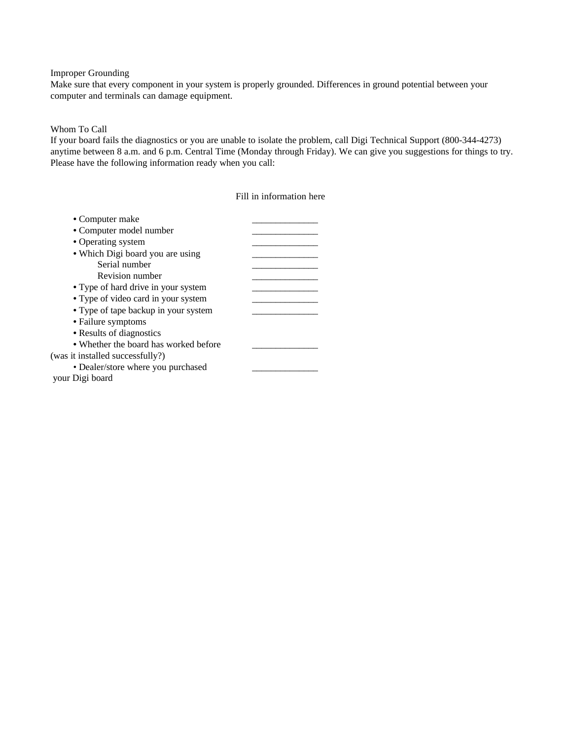### Improper Grounding

Make sure that every component in your system is properly grounded. Differences in ground potential between your computer and terminals can damage equipment.

### Whom To Call

If your board fails the diagnostics or you are unable to isolate the problem, call Digi Technical Support (800-344-4273) anytime between 8 a.m. and 6 p.m. Central Time (Monday through Friday). We can give you suggestions for things to try. Please have the following information ready when you call:

| | Fill in information here |
|---|---|
| • Computer make | ______________ |
| • Computer model number | ______________ |
| • Operating system | ______________ |
| • Which Digi board you are using | ______________ |
| Serial number | ______________ |
| Revision number | ______________ |
| • Type of hard drive in your system | ______________ |
| • Type of video card in your system | ______________ |
| • Type of tape backup in your system | ______________ |
| • Failure symptoms | |
| • Results of diagnostics | |
| • Whether the board has worked before (was it installed successfully?) | ______________ |
| • Dealer/store where you purchased your Digi board | ______________ |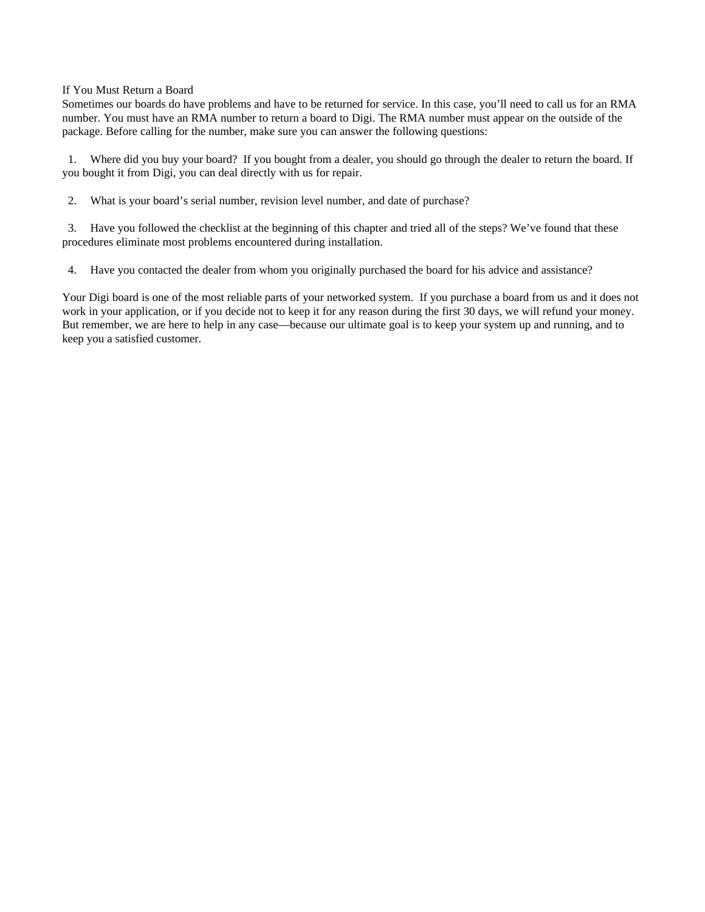## If You Must Return a Board

Sometimes our boards do have problems and have to be returned for service. In this case, you’ll need to call us for an RMA number. You must have an RMA number to return a board to Digi. The RMA number must appear on the outside of the package. Before calling for the number, make sure you can answer the following questions:

1. Where did you buy your board? If you bought from a dealer, you should go through the dealer to return the board. If you bought it from Digi, you can deal directly with us for repair.

2. What is your board’s serial number, revision level number, and date of purchase?

3. Have you followed the checklist at the beginning of this chapter and tried all of the steps? We’ve found that these procedures eliminate most problems encountered during installation.

4. Have you contacted the dealer from whom you originally purchased the board for his advice and assistance?

Your Digi board is one of the most reliable parts of your networked system. If you purchase a board from us and it does not work in your application, or if you decide not to keep it for any reason during the first 30 days, we will refund your money. But remember, we are here to help in any case—because our ultimate goal is to keep your system up and running, and to keep you a satisfied customer.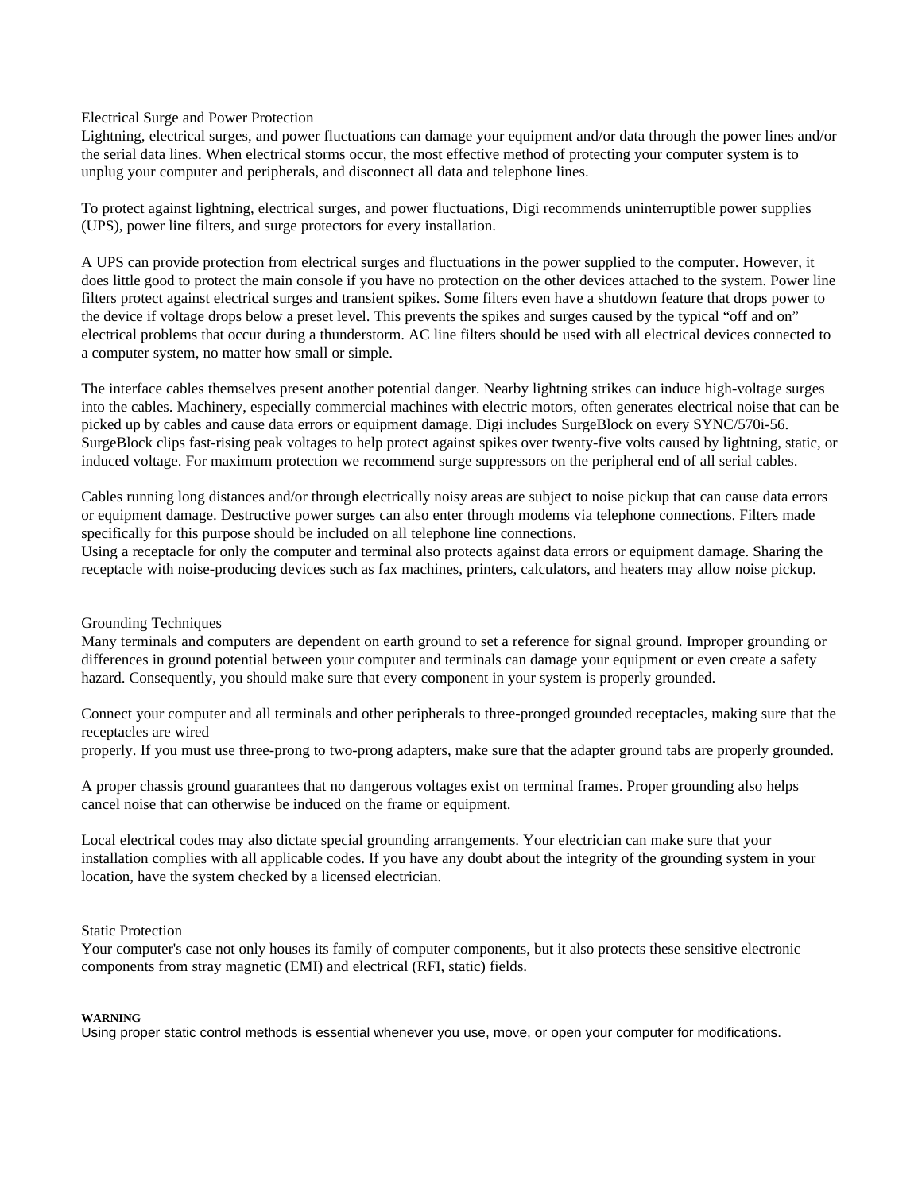## Electrical Surge and Power Protection

Lightning, electrical surges, and power fluctuations can damage your equipment and/or data through the power lines and/or the serial data lines. When electrical storms occur, the most effective method of protecting your computer system is to unplug your computer and peripherals, and disconnect all data and telephone lines.

To protect against lightning, electrical surges, and power fluctuations, Digi recommends uninterruptible power supplies (UPS), power line filters, and surge protectors for every installation.

A UPS can provide protection from electrical surges and fluctuations in the power supplied to the computer. However, it does little good to protect the main console if you have no protection on the other devices attached to the system. Power line filters protect against electrical surges and transient spikes. Some filters even have a shutdown feature that drops power to the device if voltage drops below a preset level. This prevents the spikes and surges caused by the typical "off and on" electrical problems that occur during a thunderstorm. AC line filters should be used with all electrical devices connected to a computer system, no matter how small or simple.

The interface cables themselves present another potential danger. Nearby lightning strikes can induce high-voltage surges into the cables. Machinery, especially commercial machines with electric motors, often generates electrical noise that can be picked up by cables and cause data errors or equipment damage. Digi includes SurgeBlock on every SYNC/570i-56. SurgeBlock clips fast-rising peak voltages to help protect against spikes over twenty-five volts caused by lightning, static, or induced voltage. For maximum protection we recommend surge suppressors on the peripheral end of all serial cables.

Cables running long distances and/or through electrically noisy areas are subject to noise pickup that can cause data errors or equipment damage. Destructive power surges can also enter through modems via telephone connections. Filters made specifically for this purpose should be included on all telephone line connections.
Using a receptacle for only the computer and terminal also protects against data errors or equipment damage. Sharing the receptacle with noise-producing devices such as fax machines, printers, calculators, and heaters may allow noise pickup.

## Grounding Techniques

Many terminals and computers are dependent on earth ground to set a reference for signal ground. Improper grounding or differences in ground potential between your computer and terminals can damage your equipment or even create a safety hazard. Consequently, you should make sure that every component in your system is properly grounded.

Connect your computer and all terminals and other peripherals to three-pronged grounded receptacles, making sure that the receptacles are wired
properly. If you must use three-prong to two-prong adapters, make sure that the adapter ground tabs are properly grounded.

A proper chassis ground guarantees that no dangerous voltages exist on terminal frames. Proper grounding also helps cancel noise that can otherwise be induced on the frame or equipment.

Local electrical codes may also dictate special grounding arrangements. Your electrician can make sure that your installation complies with all applicable codes. If you have any doubt about the integrity of the grounding system in your location, have the system checked by a licensed electrician.

## Static Protection

Your computer's case not only houses its family of computer components, but it also protects these sensitive electronic components from stray magnetic (EMI) and electrical (RFI, static) fields.

**WARNING**

Using proper static control methods is essential whenever you use, move, or open your computer for modifications.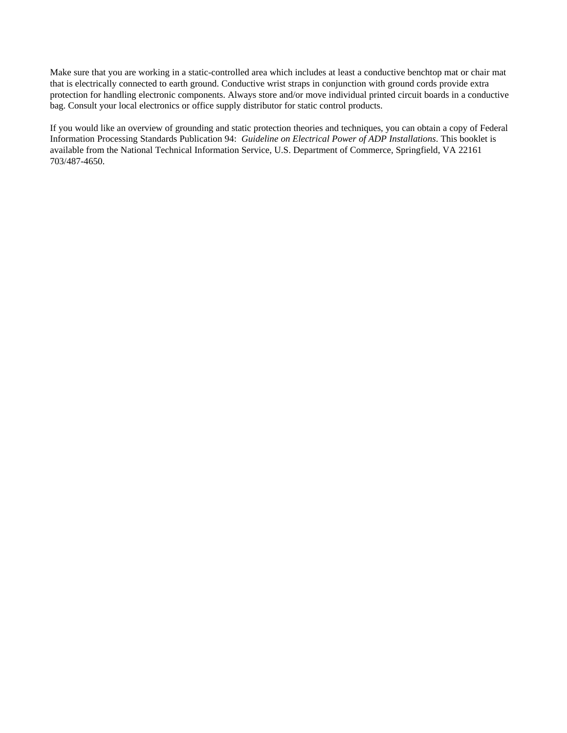Make sure that you are working in a static-controlled area which includes at least a conductive benchtop mat or chair mat that is electrically connected to earth ground. Conductive wrist straps in conjunction with ground cords provide extra protection for handling electronic components. Always store and/or move individual printed circuit boards in a conductive bag. Consult your local electronics or office supply distributor for static control products.

If you would like an overview of grounding and static protection theories and techniques, you can obtain a copy of Federal Information Processing Standards Publication 94: *Guideline on Electrical Power of ADP Installations*. This booklet is available from the National Technical Information Service, U.S. Department of Commerce, Springfield, VA 22161 703/487-4650.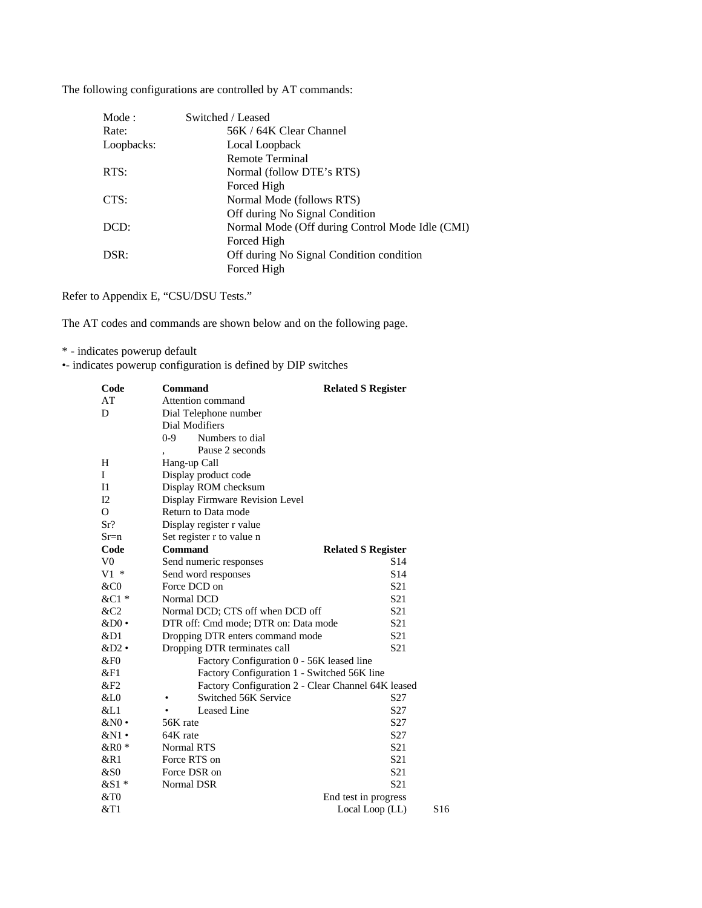The following configurations are controlled by AT commands:

| | |
|---|---|
| Mode : | Switched / Leased |
| Rate: | 56K / 64K Clear Channel |
| Loopbacks: | Local Loopback |
| | Remote Terminal |
| RTS: | Normal (follow DTE's RTS) |
| | Forced High |
| CTS: | Normal Mode (follows RTS) |
| | Off during No Signal Condition |
| DCD: | Normal Mode (Off during Control Mode Idle (CMI) |
| | Forced High |
| DSR: | Off during No Signal Condition condition |
| | Forced High |

Refer to Appendix E, "CSU/DSU Tests."

The AT codes and commands are shown below and on the following page.

* - indicates powerup default
•- indicates powerup configuration is defined by DIP switches

| **Code** | **Command** | **Related S Register** |
|---|---|---|
| AT | Attention command | |
| D | Dial Telephone number | |
| | Dial Modifiers | |
| | 0-9 Numbers to dial | |
| | , Pause 2 seconds | |
| H | Hang-up Call | |
| I | Display product code | |
| I1 | Display ROM checksum | |
| I2 | Display Firmware Revision Level | |
| O | Return to Data mode | |
| Sr? | Display register r value | |
| Sr=n | Set register r to value n | |
| **Code** | **Command** | **Related S Register** |
| V0 | Send numeric responses | S14 |
| V1 * | Send word responses | S14 |
| &C0 | Force DCD on | S21 |
| &C1 * | Normal DCD | S21 |
| &C2 | Normal DCD; CTS off when DCD off | S21 |
| &D0 • | DTR off: Cmd mode; DTR on: Data mode | S21 |
| &D1 | Dropping DTR enters command mode | S21 |
| &D2 • | Dropping DTR terminates call | S21 |
| &F0 | Factory Configuration 0 - 56K leased line | |
| &F1 | Factory Configuration 1 - Switched 56K line | |
| &F2 | Factory Configuration 2 - Clear Channel 64K leased | |
| &L0 | • Switched 56K Service | S27 |
| &L1 | • Leased Line | S27 |
| &N0 • | 56K rate | S27 |
| &N1 • | 64K rate | S27 |
| &R0 * | Normal RTS | S21 |
| &R1 | Force RTS on | S21 |
| &S0 | Force DSR on | S21 |
| &S1 * | Normal DSR | S21 |
| &T0 | End test in progress | |
| &T1 | Local Loop (LL) | S16 |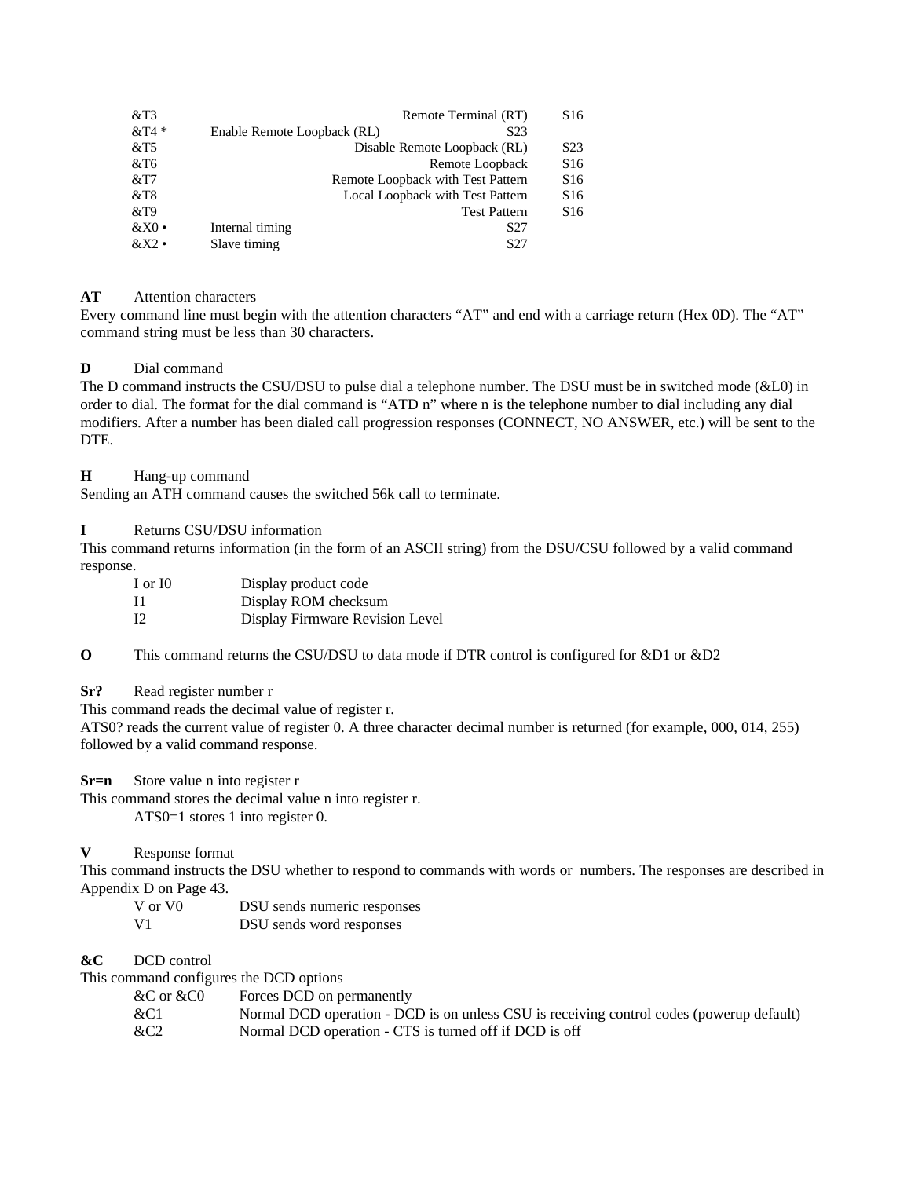| | | |
|---|---|---|
| &T3 | Remote Terminal (RT) | S16 |
| &T4 * | Enable Remote Loopback (RL) | S23 |
| &T5 | Disable Remote Loopback (RL) | S23 |
| &T6 | Remote Loopback | S16 |
| &T7 | Remote Loopback with Test Pattern | S16 |
| &T8 | Local Loopback with Test Pattern | S16 |
| &T9 | Test Pattern | S16 |
| &X0 • | Internal timing | S27 |
| &X2 • | Slave timing | S27 |

**AT** Attention characters

Every command line must begin with the attention characters “AT” and end with a carriage return (Hex 0D). The “AT” command string must be less than 30 characters.

**D** Dial command

The D command instructs the CSU/DSU to pulse dial a telephone number. The DSU must be in switched mode (&L0) in order to dial. The format for the dial command is “ATD n” where n is the telephone number to dial including any dial modifiers. After a number has been dialed call progression responses (CONNECT, NO ANSWER, etc.) will be sent to the DTE.

**H** Hang-up command

Sending an ATH command causes the switched 56k call to terminate.

**I** Returns CSU/DSU information

This command returns information (in the form of an ASCII string) from the DSU/CSU followed by a valid command response.

| | |
|---|---|
| I or I0 | Display product code |
| I1 | Display ROM checksum |
| I2 | Display Firmware Revision Level |

**O** This command returns the CSU/DSU to data mode if DTR control is configured for &D1 or &D2

**Sr?** Read register number r

This command reads the decimal value of register r.

ATS0? reads the current value of register 0. A three character decimal number is returned (for example, 000, 014, 255) followed by a valid command response.

**Sr=n** Store value n into register r

This command stores the decimal value n into register r.

ATS0=1 stores 1 into register 0.

**V** Response format

This command instructs the DSU whether to respond to commands with words or numbers. The responses are described in Appendix D on Page 43.

| | |
|---|---|
| V or V0 | DSU sends numeric responses |
| V1 | DSU sends word responses |

**&C** DCD control

This command configures the DCD options

| | |
|---|---|
| &C or &C0 | Forces DCD on permanently |
| &C1 | Normal DCD operation - DCD is on unless CSU is receiving control codes (powerup default) |
| &C2 | Normal DCD operation - CTS is turned off if DCD is off |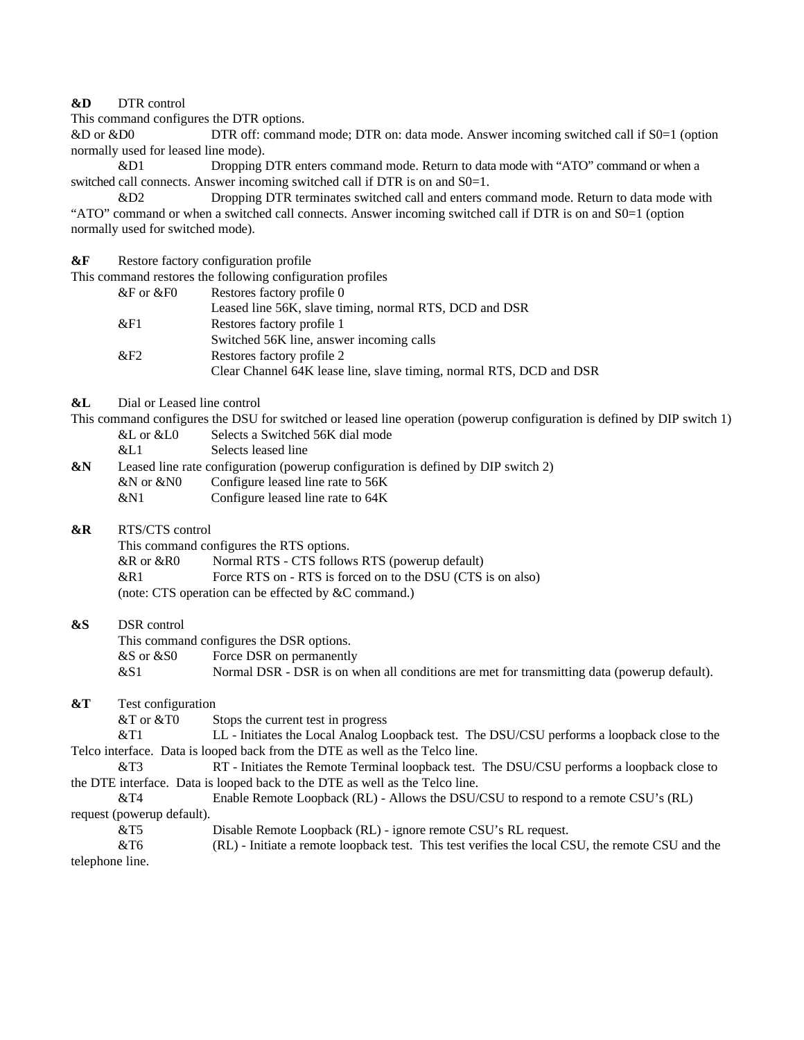**&D** DTR control

This command configures the DTR options.

&D or &D0 DTR off: command mode; DTR on: data mode. Answer incoming switched call if S0=1 (option normally used for leased line mode).

&D1 Dropping DTR enters command mode. Return to data mode with "ATO" command or when a switched call connects. Answer incoming switched call if DTR is on and S0=1.

&D2 Dropping DTR terminates switched call and enters command mode. Return to data mode with "ATO" command or when a switched call connects. Answer incoming switched call if DTR is on and S0=1 (option normally used for switched mode).

**&F** Restore factory configuration profile

This command restores the following configuration profiles

&F or &F0 Restores factory profile 0
Leased line 56K, slave timing, normal RTS, DCD and DSR

&F1 Restores factory profile 1
Switched 56K line, answer incoming calls

&F2 Restores factory profile 2
Clear Channel 64K lease line, slave timing, normal RTS, DCD and DSR

**&L** Dial or Leased line control

This command configures the DSU for switched or leased line operation (powerup configuration is defined by DIP switch 1)

&L or &L0 Selects a Switched 56K dial mode

&L1 Selects leased line

**&N** Leased line rate configuration (powerup configuration is defined by DIP switch 2)

&N or &N0 Configure leased line rate to 56K

&N1 Configure leased line rate to 64K

**&R** RTS/CTS control

This command configures the RTS options.

&R or &R0 Normal RTS - CTS follows RTS (powerup default)

&R1 Force RTS on - RTS is forced on to the DSU (CTS is on also)

(note: CTS operation can be effected by &C command.)

**&S** DSR control

This command configures the DSR options.

&S or &S0 Force DSR on permanently

&S1 Normal DSR - DSR is on when all conditions are met for transmitting data (powerup default).

**&T** Test configuration

&T or &T0 Stops the current test in progress

&T1 LL - Initiates the Local Analog Loopback test. The DSU/CSU performs a loopback close to the Telco interface. Data is looped back from the DTE as well as the Telco line.

&T3 RT - Initiates the Remote Terminal loopback test. The DSU/CSU performs a loopback close to the DTE interface. Data is looped back to the DTE as well as the Telco line.

&T4 Enable Remote Loopback (RL) - Allows the DSU/CSU to respond to a remote CSU's (RL) request (powerup default).

&T5 Disable Remote Loopback (RL) - ignore remote CSU's RL request.

&T6 (RL) - Initiate a remote loopback test. This test verifies the local CSU, the remote CSU and the telephone line.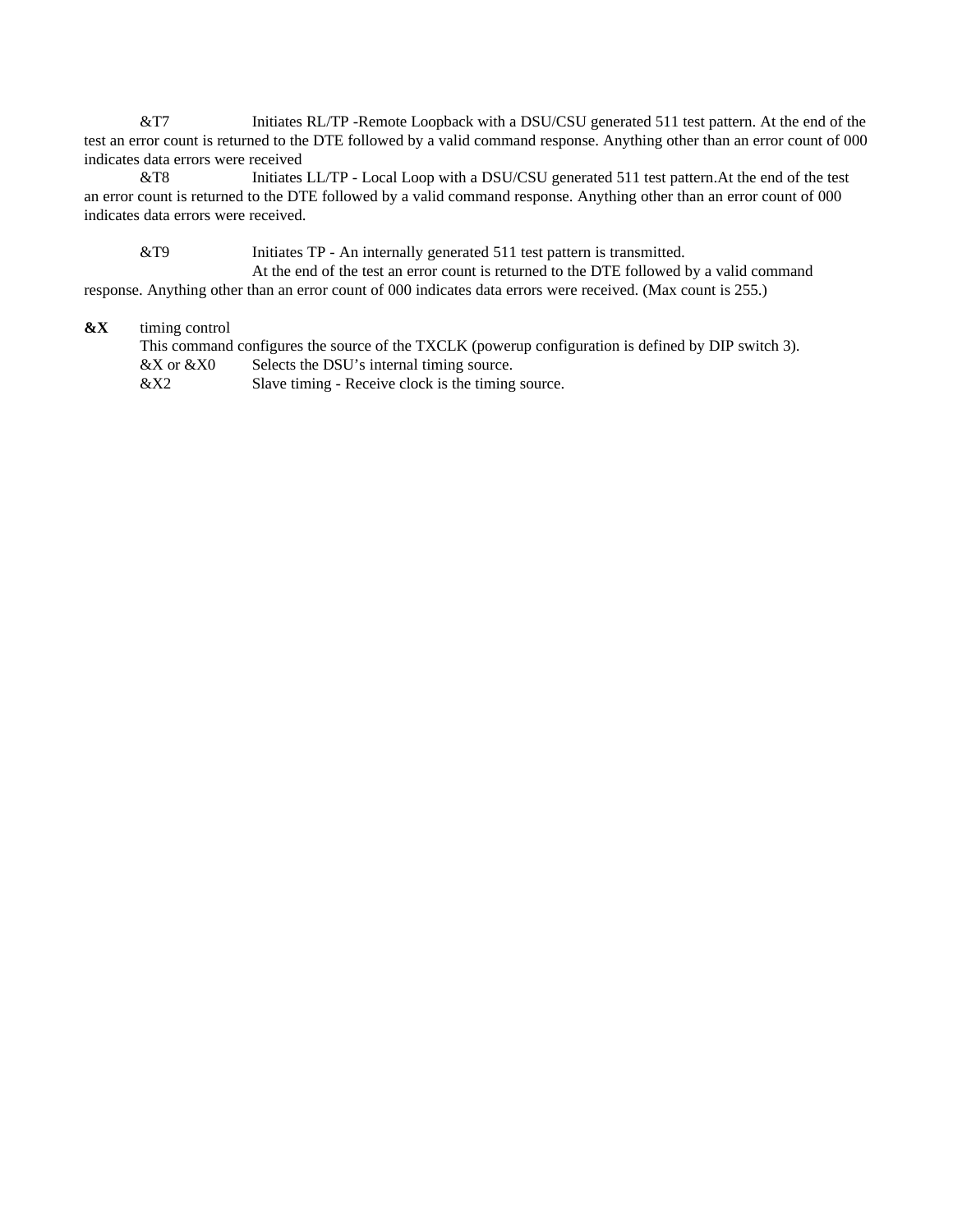&T7 Initiates RL/TP -Remote Loopback with a DSU/CSU generated 511 test pattern. At the end of the test an error count is returned to the DTE followed by a valid command response. Anything other than an error count of 000 indicates data errors were received

&T8 Initiates LL/TP - Local Loop with a DSU/CSU generated 511 test pattern.At the end of the test an error count is returned to the DTE followed by a valid command response. Anything other than an error count of 000 indicates data errors were received.

&T9 Initiates TP - An internally generated 511 test pattern is transmitted. At the end of the test an error count is returned to the DTE followed by a valid command response. Anything other than an error count of 000 indicates data errors were received. (Max count is 255.)

**&X** timing control

This command configures the source of the TXCLK (powerup configuration is defined by DIP switch 3).

&X or &X0 Selects the DSU's internal timing source.

&X2 Slave timing - Receive clock is the timing source.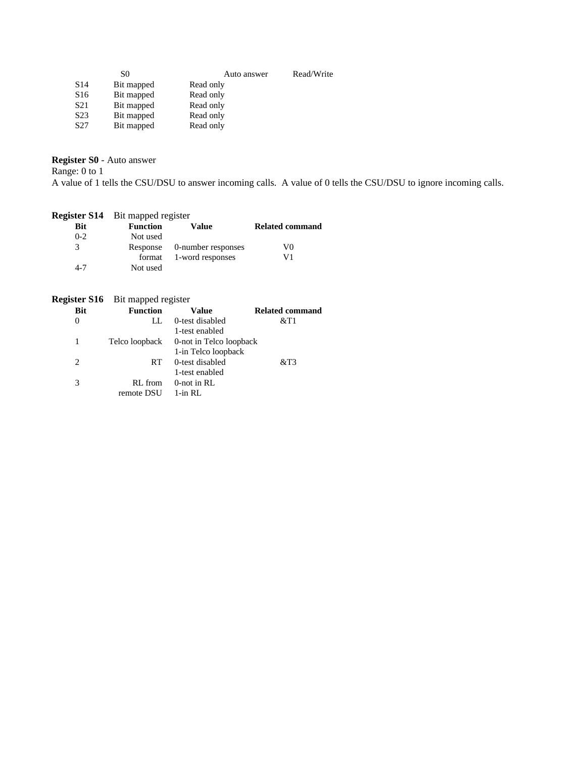| | | | |
|---|---|---|---|
| S0 | | Auto answer | Read/Write |
| S14 | Bit mapped | Read only | |
| S16 | Bit mapped | Read only | |
| S21 | Bit mapped | Read only | |
| S23 | Bit mapped | Read only | |
| S27 | Bit mapped | Read only | |

**Register S0** - Auto answer
Range: 0 to 1
A value of 1 tells the CSU/DSU to answer incoming calls. A value of 0 tells the CSU/DSU to ignore incoming calls.

**Register S14** Bit mapped register

| Bit | Function | Value | Related command |
|---|---|---|---|
| 0-2 | Not used | | |
| 3 | Response | 0-number responses | V0 |
| | format | 1-word responses | V1 |
| 4-7 | Not used | | |

**Register S16** Bit mapped register

| Bit | Function | Value | Related command |
|---|---|---|---|
| 0 | LL | 0-test disabled | &T1 |
| | | 1-test enabled | |
| 1 | Telco loopback | 0-not in Telco loopback | |
| | | 1-in Telco loopback | |
| 2 | RT | 0-test disabled | &T3 |
| | | 1-test enabled | |
| 3 | RL from | 0-not in RL | |
| | remote DSU | 1-in RL | |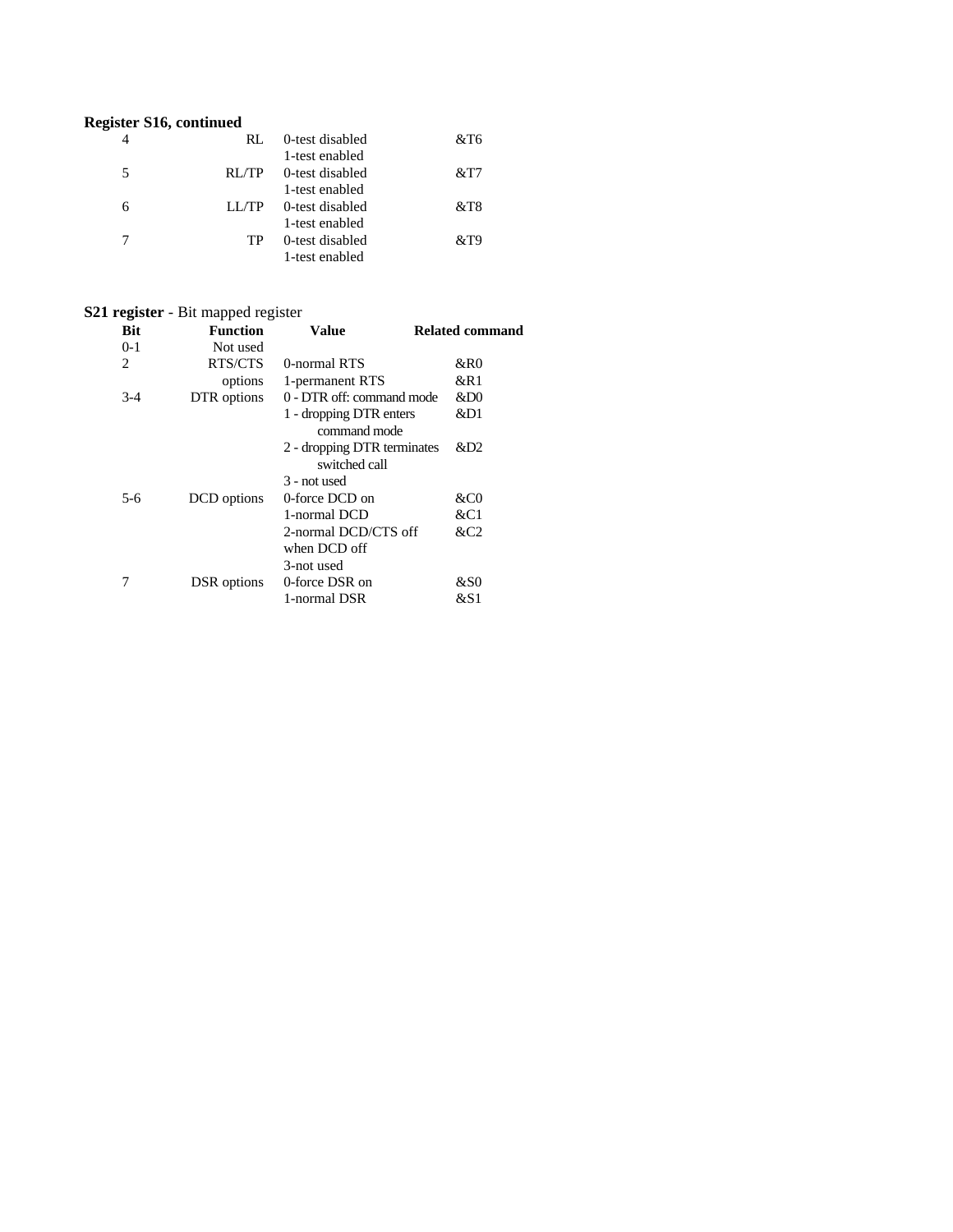**Register S16, continued**

| | | | |
|---|---|---|---|
| 4 | RL | 0-test disabled | &T6 |
| | | 1-test enabled | |
| 5 | RL/TP | 0-test disabled | &T7 |
| | | 1-test enabled | |
| 6 | LL/TP | 0-test disabled | &T8 |
| | | 1-test enabled | |
| 7 | TP | 0-test disabled | &T9 |
| | | 1-test enabled | |

**S21 register** - Bit mapped register

| Bit | Function | Value | Related command |
|---|---|---|---|
| 0-1 | Not used | | |
| 2 | RTS/CTS options | 0-normal RTS | &R0 |
| | | 1-permanent RTS | &R1 |
| 3-4 | DTR options | 0 - DTR off: command mode | &D0 |
| | | 1 - dropping DTR enters command mode | &D1 |
| | | 2 - dropping DTR terminates switched call | &D2 |
| | | 3 - not used | |
| 5-6 | DCD options | 0-force DCD on | &C0 |
| | | 1-normal DCD | &C1 |
| | | 2-normal DCD/CTS off when DCD off | &C2 |
| | | 3-not used | |
| 7 | DSR options | 0-force DSR on | &S0 |
| | | 1-normal DSR | &S1 |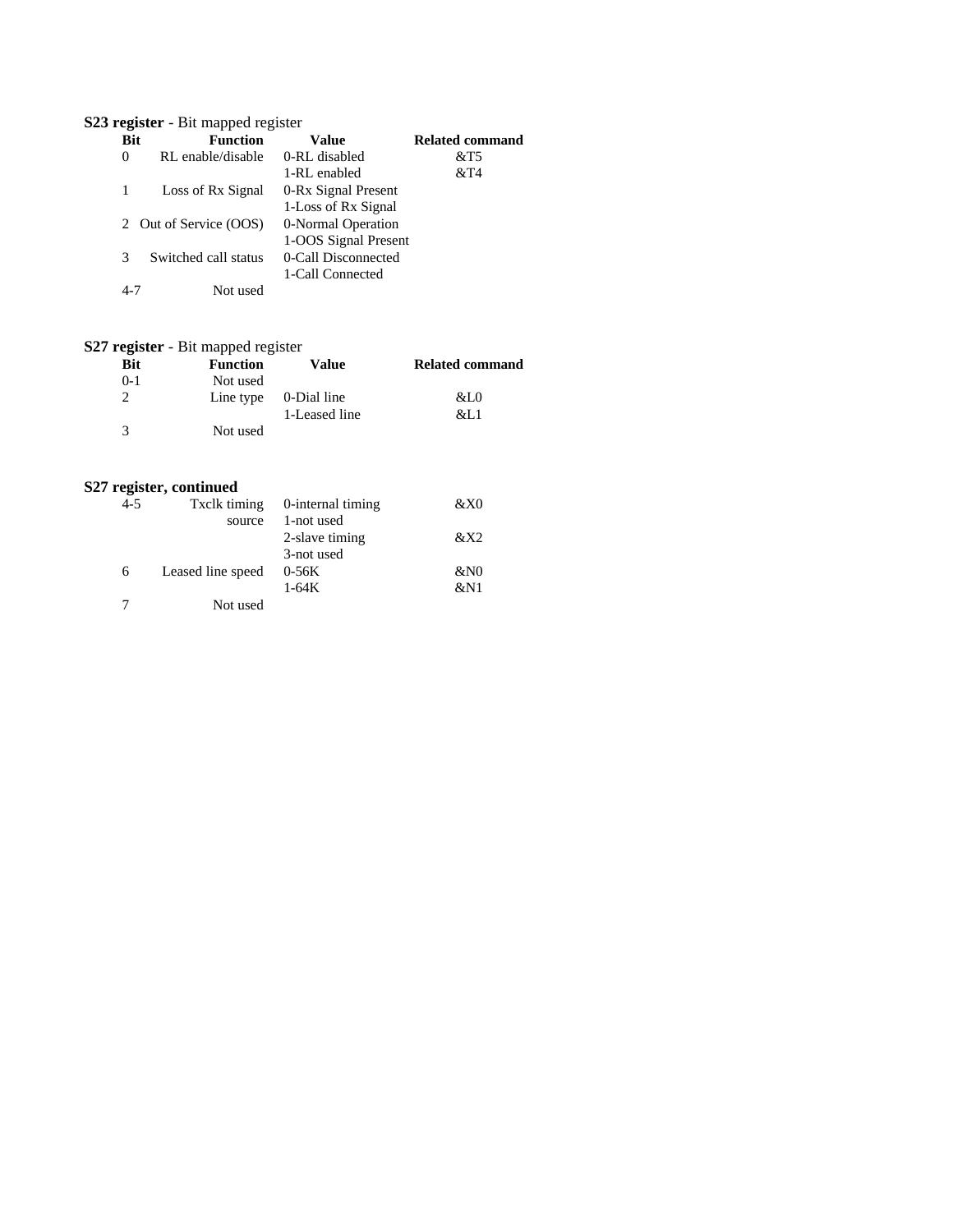**S23 register** - Bit mapped register

| Bit | Function | Value | Related command |
|---|---|---|---|
| 0 | RL enable/disable | 0-RL disabled | &T5 |
| | | 1-RL enabled | &T4 |
| 1 | Loss of Rx Signal | 0-Rx Signal Present | |
| | | 1-Loss of Rx Signal | |
| 2 | Out of Service (OOS) | 0-Normal Operation | |
| | | 1-OOS Signal Present | |
| 3 | Switched call status | 0-Call Disconnected | |
| | | 1-Call Connected | |
| 4-7 | Not used | | |

**S27 register** - Bit mapped register

| Bit | Function | Value | Related command |
|---|---|---|---|
| 0-1 | Not used | | |
| 2 | Line type | 0-Dial line | &L0 |
| | | 1-Leased line | &L1 |
| 3 | Not used | | |

**S27 register, continued**

| Bit | Function | Value | Related command |
|---|---|---|---|
| 4-5 | Txclk timing source | 0-internal timing | &X0 |
| | | 1-not used | |
| | | 2-slave timing | &X2 |
| | | 3-not used | |
| 6 | Leased line speed | 0-56K | &N0 |
| | | 1-64K | &N1 |
| 7 | Not used | | |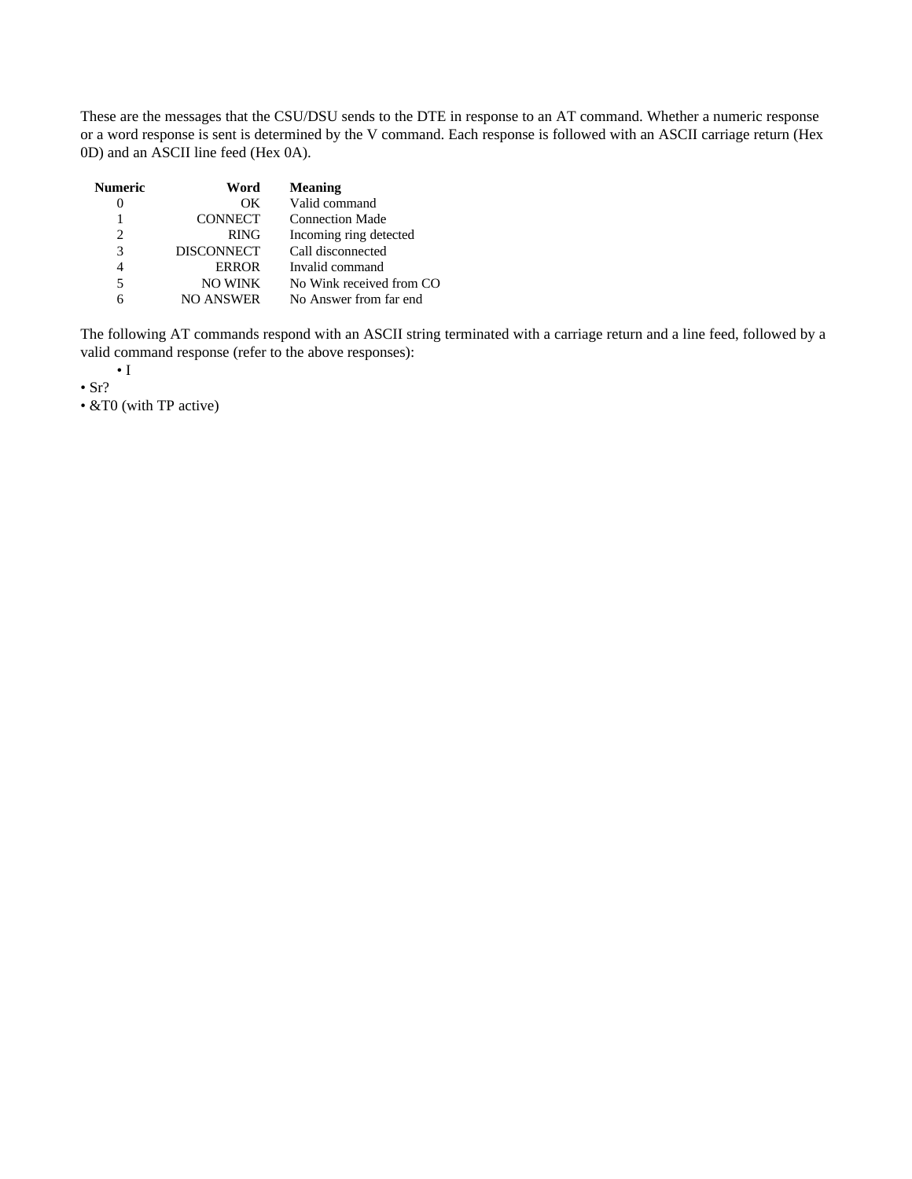These are the messages that the CSU/DSU sends to the DTE in response to an AT command. Whether a numeric response or a word response is sent is determined by the V command. Each response is followed with an ASCII carriage return (Hex 0D) and an ASCII line feed (Hex 0A).

| Numeric | Word | Meaning |
| --- | --- | --- |
| 0 | OK | Valid command |
| 1 | CONNECT | Connection Made |
| 2 | RING | Incoming ring detected |
| 3 | DISCONNECT | Call disconnected |
| 4 | ERROR | Invalid command |
| 5 | NO WINK | No Wink received from CO |
| 6 | NO ANSWER | No Answer from far end |

The following AT commands respond with an ASCII string terminated with a carriage return and a line feed, followed by a valid command response (refer to the above responses):

- I
- Sr?
- &T0 (with TP active)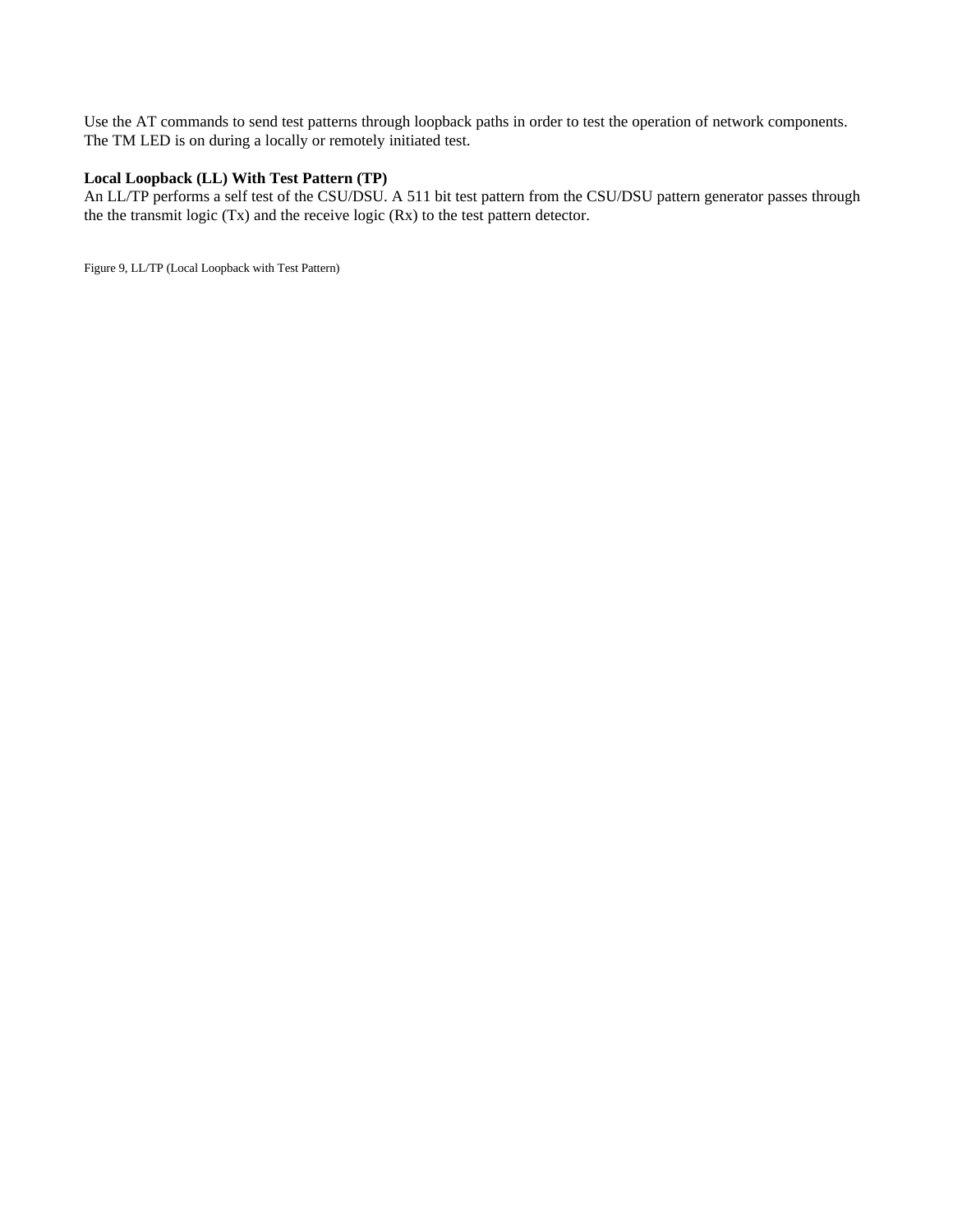Use the AT commands to send test patterns through loopback paths in order to test the operation of network components. The TM LED is on during a locally or remotely initiated test.

**Local Loopback (LL) With Test Pattern (TP)**
An LL/TP performs a self test of the CSU/DSU. A 511 bit test pattern from the CSU/DSU pattern generator passes through the the transmit logic (Tx) and the receive logic (Rx) to the test pattern detector.

Figure 9, LL/TP (Local Loopback with Test Pattern)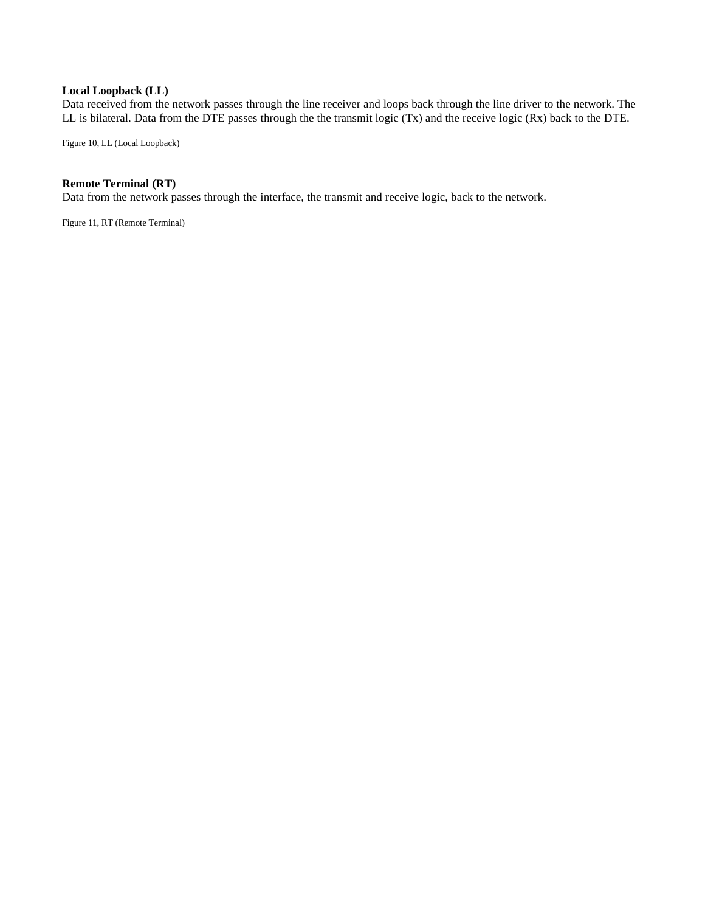**Local Loopback (LL)**

Data received from the network passes through the line receiver and loops back through the line driver to the network. The LL is bilateral. Data from the DTE passes through the the transmit logic (Tx) and the receive logic (Rx) back to the DTE.

Figure 10, LL (Local Loopback)

**Remote Terminal (RT)**

Data from the network passes through the interface, the transmit and receive logic, back to the network.

Figure 11, RT (Remote Terminal)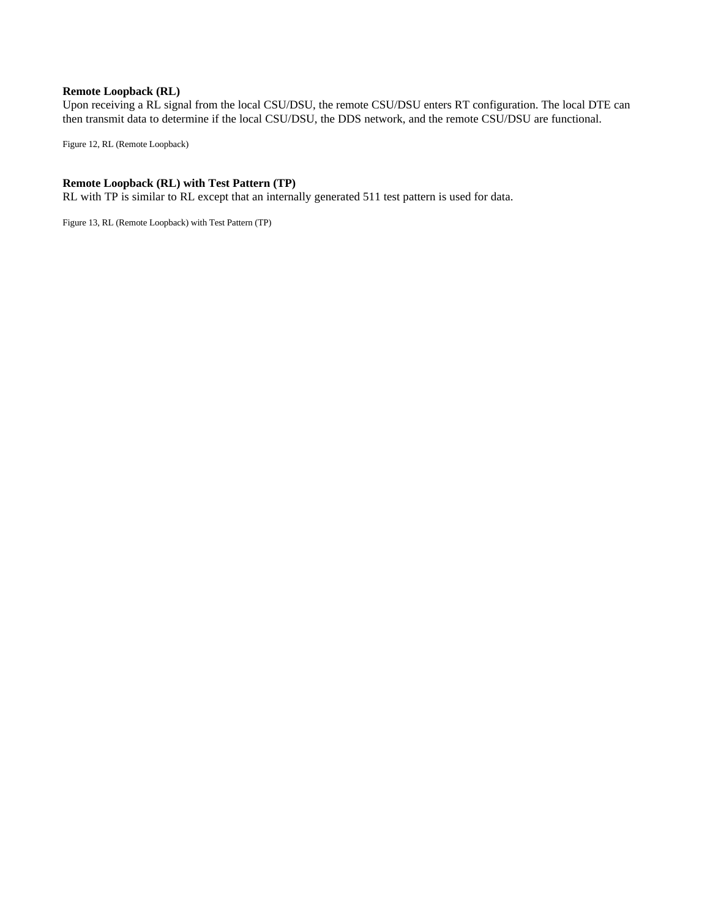**Remote Loopback (RL)**
Upon receiving a RL signal from the local CSU/DSU, the remote CSU/DSU enters RT configuration. The local DTE can then transmit data to determine if the local CSU/DSU, the DDS network, and the remote CSU/DSU are functional.

Figure 12, RL (Remote Loopback)

**Remote Loopback (RL) with Test Pattern (TP)**
RL with TP is similar to RL except that an internally generated 511 test pattern is used for data.

Figure 13, RL (Remote Loopback) with Test Pattern (TP)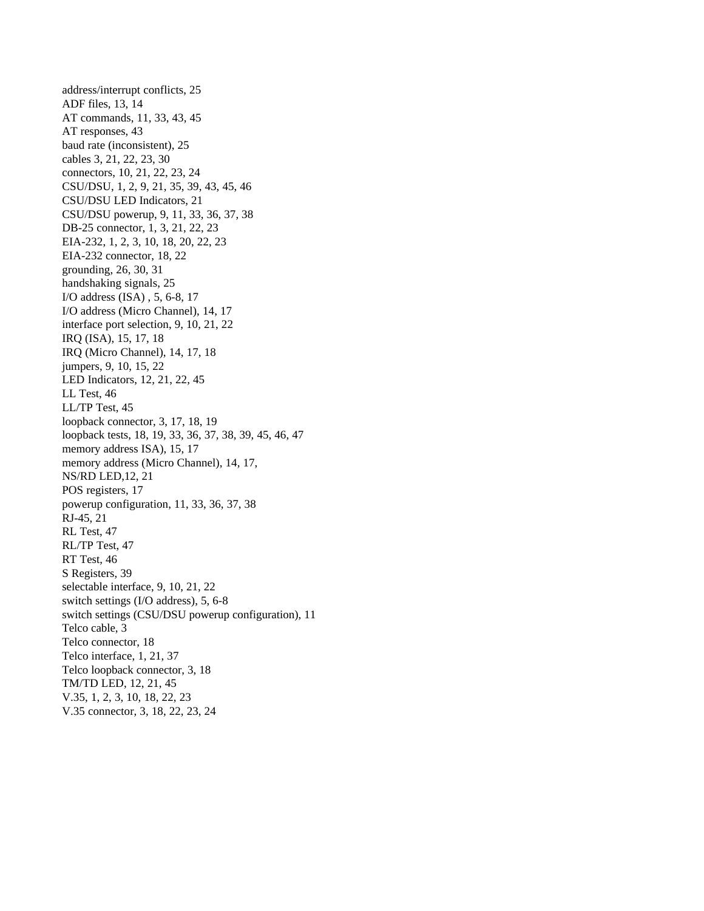address/interrupt conflicts, 25
ADF files, 13, 14
AT commands, 11, 33, 43, 45
AT responses, 43
baud rate (inconsistent), 25
cables 3, 21, 22, 23, 30
connectors, 10, 21, 22, 23, 24
CSU/DSU, 1, 2, 9, 21, 35, 39, 43, 45, 46
CSU/DSU LED Indicators, 21
CSU/DSU powerup, 9, 11, 33, 36, 37, 38
DB-25 connector, 1, 3, 21, 22, 23
EIA-232, 1, 2, 3, 10, 18, 20, 22, 23
EIA-232 connector, 18, 22
grounding, 26, 30, 31
handshaking signals, 25
I/O address (ISA) , 5, 6-8, 17
I/O address (Micro Channel), 14, 17
interface port selection, 9, 10, 21, 22
IRQ (ISA), 15, 17, 18
IRQ (Micro Channel), 14, 17, 18
jumpers, 9, 10, 15, 22
LED Indicators, 12, 21, 22, 45
LL Test, 46
LL/TP Test, 45
loopback connector, 3, 17, 18, 19
loopback tests, 18, 19, 33, 36, 37, 38, 39, 45, 46, 47
memory address ISA), 15, 17
memory address (Micro Channel), 14, 17,
NS/RD LED,12, 21
POS registers, 17
powerup configuration, 11, 33, 36, 37, 38
RJ-45, 21
RL Test, 47
RL/TP Test, 47
RT Test, 46
S Registers, 39
selectable interface, 9, 10, 21, 22
switch settings (I/O address), 5, 6-8
switch settings (CSU/DSU powerup configuration), 11
Telco cable, 3
Telco connector, 18
Telco interface, 1, 21, 37
Telco loopback connector, 3, 18
TM/TD LED, 12, 21, 45
V.35, 1, 2, 3, 10, 18, 22, 23
V.35 connector, 3, 18, 22, 23, 24